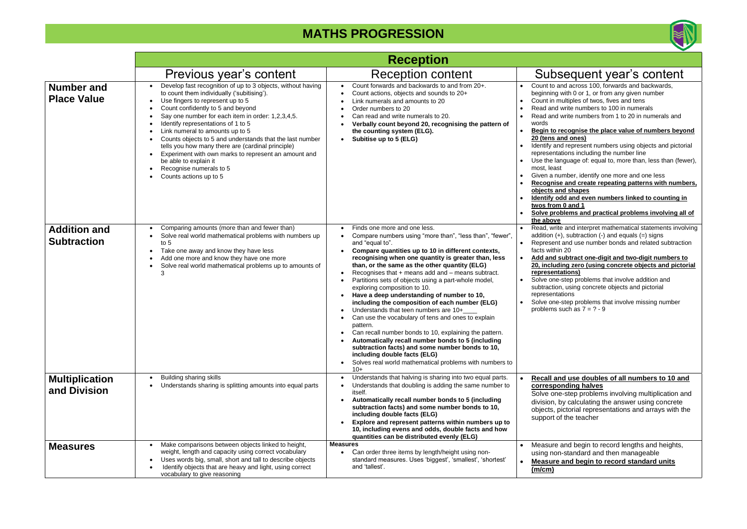# MATHS PROGRESSION

## Reception

| | Previous year's content | Reception content | Subsequent year's content |
|---|---|---|---|
| **Number and Place Value** | • Develop fast recognition of up to 3 objects, without having to count them individually ('subitising').<br>• Use fingers to represent up to 5<br>• Count confidently to 5 and beyond<br>• Say one number for each item in order: 1,2,3,4,5.<br>• Identify representations of 1 to 5<br>• Link numeral to amounts up to 5<br>• Counts objects to 5 and understands that the last number tells you how many there are (cardinal principle)<br>• Experiment with own marks to represent an amount and be able to explain it<br>• Recognise numerals to 5<br>• Counts actions up to 5 | • Count forwards and backwards to and from 20+.<br>• Count actions, objects and sounds to 20+<br>• Link numerals and amounts to 20<br>• Order numbers to 20<br>• Can read and write numerals to 20.<br>• **Verbally count beyond 20, recognising the pattern of the counting system (ELG).**<br>• **Subitise up to 5 (ELG)** | • Count to and across 100, forwards and backwards, beginning with 0 or 1, or from any given number<br>• Count in multiples of twos, fives and tens<br>• Read and write numbers to 100 in numerals<br>• Read and write numbers from 1 to 20 in numerals and words<br>• <u>**Begin to recognise the place value of numbers beyond 20 (tens and ones)**</u><br>• Identify and represent numbers using objects and pictorial representations including the number line<br>• Use the language of: equal to, more than, less than (fewer), most, least<br>• Given a number, identify one more and one less<br>• <u>**Recognise and create repeating patterns with numbers, objects and shapes**</u><br>• <u>**Identify odd and even numbers linked to counting in twos from 0 and 1**</u><br>• <u>**Solve problems and practical problems involving all of the above**</u> |
| **Addition and Subtraction** | • Comparing amounts (more than and fewer than)<br>• Solve real world mathematical problems with numbers up to 5<br>• Take one away and know they have less<br>• Add one more and know they have one more<br>• Solve real world mathematical problems up to amounts of 3 | • Finds one more and one less.<br>• Compare numbers using "more than", "less than", "fewer", and "equal to".<br>• **Compare quantities up to 10 in different contexts, recognising when one quantity is greater than, less than, or the same as the other quantity (ELG)**<br>• Recognises that + means add and – means subtract.<br>• Partitions sets of objects using a part-whole model, exploring composition to 10.<br>• **Have a deep understanding of number to 10, including the composition of each number (ELG)**<br>• Understands that teen numbers are 10+____<br>• Can use the vocabulary of tens and ones to explain pattern.<br>• Can recall number bonds to 10, explaining the pattern.<br>• **Automatically recall number bonds to 5 (including subtraction facts) and some number bonds to 10, including double facts (ELG)**<br>• Solves real world mathematical problems with numbers to 10+ | • Read, write and interpret mathematical statements involving addition (+), subtraction (-) and equals (=) signs<br>• Represent and use number bonds and related subtraction facts within 20<br>• <u>**Add and subtract one-digit and two-digit numbers to 20, including zero (using concrete objects and pictorial representations)**</u><br>• Solve one-step problems that involve addition and subtraction, using concrete objects and pictorial representations<br>• Solve one-step problems that involve missing number problems such as 7 = ? - 9 |
| **Multiplication and Division** | • Building sharing skills<br>• Understands sharing is splitting amounts into equal parts | • Understands that halving is sharing into two equal parts.<br>• Understands that doubling is adding the same number to itself.<br>• **Automatically recall number bonds to 5 (including subtraction facts) and some number bonds to 10, including double facts (ELG)**<br>• **Explore and represent patterns within numbers up to 10, including evens and odds, double facts and how quantities can be distributed evenly (ELG)** | • <u>**Recall and use doubles of all numbers to 10 and corresponding halves**</u><br>Solve one-step problems involving multiplication and division, by calculating the answer using concrete objects, pictorial representations and arrays with the support of the teacher |
| **Measures** | • Make comparisons between objects linked to height, weight, length and capacity using correct vocabulary<br>• Uses words big, small, short and tall to describe objects<br>• Identify objects that are heavy and light, using correct vocabulary to give reasoning | **Measures**<br>• Can order three items by length/height using non-standard measures. Uses 'biggest', 'smallest', 'shortest' and 'tallest'. | • Measure and begin to record lengths and heights, using non-standard and then manageable<br>• <u>**Measure and begin to record standard units (m/cm)**</u> |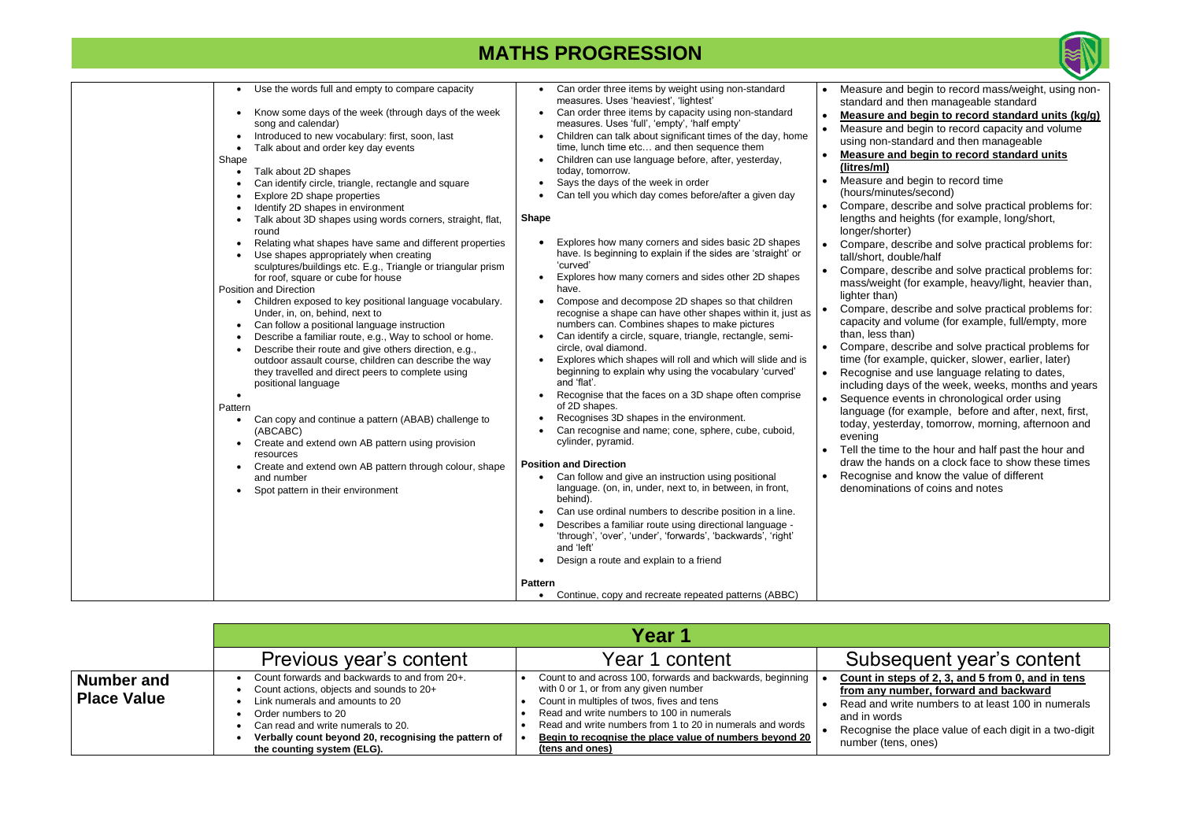# MATHS PROGRESSION

| | | | |
|---|---|---|---|
| | • Use the words full and empty to compare capacity<br>• Know some days of the week (through days of the week song and calendar)<br>• Introduced to new vocabulary: first, soon, last<br>• Talk about and order key day events<br>Shape<br>• Talk about 2D shapes<br>• Can identify circle, triangle, rectangle and square<br>• Explore 2D shape properties<br>• Identify 2D shapes in environment<br>• Talk about 3D shapes using words corners, straight, flat, round<br>• Relating what shapes have same and different properties<br>• Use shapes appropriately when creating sculptures/buildings etc. E.g., Triangle or triangular prism for roof, square or cube for house<br>Position and Direction<br>• Children exposed to key positional language vocabulary. Under, in, on, behind, next to<br>• Can follow a positional language instruction<br>• Describe a familiar route, e.g., Way to school or home.<br>• Describe their route and give others direction, e.g., outdoor assault course, children can describe the way they travelled and direct peers to complete using positional language<br>•<br>Pattern<br>• Can copy and continue a pattern (ABAB) challenge to (ABCABC)<br>• Create and extend own AB pattern using provision resources<br>• Create and extend own AB pattern through colour, shape and number<br>• Spot pattern in their environment | • Can order three items by weight using non-standard measures. Uses 'heaviest', 'lightest'<br>• Can order three items by capacity using non-standard measures. Uses 'full', 'empty', 'half empty'<br>• Children can talk about significant times of the day, home time, lunch time etc… and then sequence them<br>• Children can use language before, after, yesterday, today, tomorrow.<br>• Says the days of the week in order<br>• Can tell you which day comes before/after a given day<br>**Shape**<br>• Explores how many corners and sides basic 2D shapes have. Is beginning to explain if the sides are 'straight' or 'curved'<br>• Explores how many corners and sides other 2D shapes have.<br>• Compose and decompose 2D shapes so that children recognise a shape can have other shapes within it, just as numbers can. Combines shapes to make pictures<br>• Can identify a circle, square, triangle, rectangle, semi-circle, oval diamond.<br>• Explores which shapes will roll and which will slide and is beginning to explain why using the vocabulary 'curved' and 'flat'.<br>• Recognise that the faces on a 3D shape often comprise of 2D shapes.<br>• Recognises 3D shapes in the environment.<br>• Can recognise and name; cone, sphere, cube, cuboid, cylinder, pyramid.<br>**Position and Direction**<br>• Can follow and give an instruction using positional language. (on, in, under, next to, in between, in front, behind).<br>• Can use ordinal numbers to describe position in a line.<br>• Describes a familiar route using directional language - 'through', 'over', 'under', 'forwards', 'backwards', 'right' and 'left'<br>• Design a route and explain to a friend<br>**Pattern**<br>• Continue, copy and recreate repeated patterns (ABBC) | • Measure and begin to record mass/weight, using non-standard and then manageable standard<br>• **Measure and begin to record standard units (kg/g)**<br>• Measure and begin to record capacity and volume using non-standard and then manageable<br>• **Measure and begin to record standard units (litres/ml)**<br>• Measure and begin to record time (hours/minutes/second)<br>• Compare, describe and solve practical problems for: lengths and heights (for example, long/short, longer/shorter)<br>• Compare, describe and solve practical problems for: tall/short, double/half<br>• Compare, describe and solve practical problems for: mass/weight (for example, heavy/light, heavier than, lighter than)<br>• Compare, describe and solve practical problems for: capacity and volume (for example, full/empty, more than, less than)<br>• Compare, describe and solve practical problems for time (for example, quicker, slower, earlier, later)<br>• Recognise and use language relating to dates, including days of the week, weeks, months and years<br>• Sequence events in chronological order using language (for example, before and after, next, first, today, yesterday, tomorrow, morning, afternoon and evening<br>• Tell the time to the hour and half past the hour and draw the hands on a clock face to show these times<br>• Recognise and know the value of different denominations of coins and notes |

| | Year 1 | | |
|---|---|---|---|
| | Previous year's content | Year 1 content | Subsequent year's content |
| **Number and Place Value** | • Count forwards and backwards to and from 20+.<br>• Count actions, objects and sounds to 20+<br>• Link numerals and amounts to 20<br>• Order numbers to 20<br>• Can read and write numerals to 20.<br>• **Verbally count beyond 20, recognising the pattern of the counting system (ELG).** | • Count to and across 100, forwards and backwards, beginning with 0 or 1, or from any given number<br>• Count in multiples of twos, fives and tens<br>• Read and write numbers to 100 in numerals<br>• Read and write numbers from 1 to 20 in numerals and words<br>• **Begin to recognise the place value of numbers beyond 20 (tens and ones)** | • **Count in steps of 2, 3, and 5 from 0, and in tens from any number, forward and backward**<br>• Read and write numbers to at least 100 in numerals and in words<br>• Recognise the place value of each digit in a two-digit number (tens, ones) |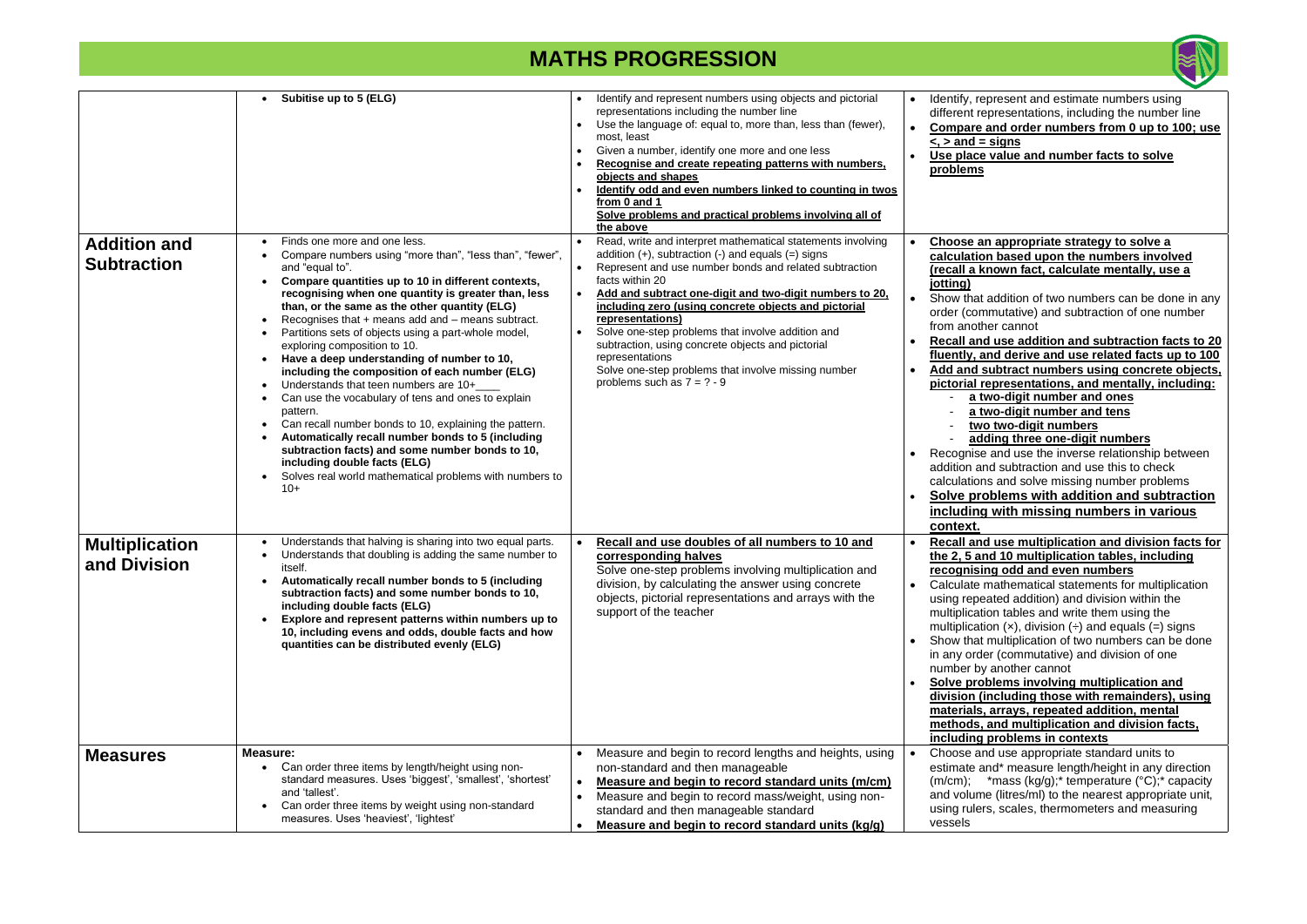# MATHS PROGRESSION

| | | | |
|---|---|---|---|
| | • **Subitise up to 5 (ELG)** | • Identify and represent numbers using objects and pictorial representations including the number line<br>• Use the language of: equal to, more than, less than (fewer), most, least<br>• Given a number, identify one more and one less<br>• **Recognise and create repeating patterns with numbers, objects and shapes**<br>• **Identify odd and even numbers linked to counting in twos from 0 and 1**<br>**Solve problems and practical problems involving all of the above** | • Identify, represent and estimate numbers using different representations, including the number line<br>• **Compare and order numbers from 0 up to 100; use <, > and = signs**<br>• **Use place value and number facts to solve problems** |
| **Addition and Subtraction** | • Finds one more and one less.<br>• Compare numbers using "more than", "less than", "fewer", and "equal to".<br>• **Compare quantities up to 10 in different contexts, recognising when one quantity is greater than, less than, or the same as the other quantity (ELG)**<br>• Recognises that + means add and – means subtract.<br>• Partitions sets of objects using a part-whole model, exploring composition to 10.<br>• **Have a deep understanding of number to 10, including the composition of each number (ELG)**<br>• Understands that teen numbers are 10+____<br>• Can use the vocabulary of tens and ones to explain pattern.<br>• Can recall number bonds to 10, explaining the pattern.<br>• **Automatically recall number bonds to 5 (including subtraction facts) and some number bonds to 10, including double facts (ELG)**<br>• Solves real world mathematical problems with numbers to 10+ | • Read, write and interpret mathematical statements involving addition (+), subtraction (-) and equals (=) signs<br>• Represent and use number bonds and related subtraction facts within 20<br>• **Add and subtract one-digit and two-digit numbers to 20, including zero (using concrete objects and pictorial representations)**<br>• Solve one-step problems that involve addition and subtraction, using concrete objects and pictorial representations<br>Solve one-step problems that involve missing number problems such as 7 = ? - 9 | • **Choose an appropriate strategy to solve a calculation based upon the numbers involved (recall a known fact, calculate mentally, use a jotting)**<br>• Show that addition of two numbers can be done in any order (commutative) and subtraction of one number from another cannot<br>• **Recall and use addition and subtraction facts to 20 fluently, and derive and use related facts up to 100**<br>• **Add and subtract numbers using concrete objects, pictorial representations, and mentally, including:**<br>- **a two-digit number and ones**<br>- **a two-digit number and tens**<br>- **two two-digit numbers**<br>- **adding three one-digit numbers**<br>• Recognise and use the inverse relationship between addition and subtraction and use this to check calculations and solve missing number problems<br>• **Solve problems with addition and subtraction including with missing numbers in various context.** |
| **Multiplication and Division** | • Understands that halving is sharing into two equal parts.<br>• Understands that doubling is adding the same number to itself.<br>• **Automatically recall number bonds to 5 (including subtraction facts) and some number bonds to 10, including double facts (ELG)**<br>• **Explore and represent patterns within numbers up to 10, including evens and odds, double facts and how quantities can be distributed evenly (ELG)** | • **Recall and use doubles of all numbers to 10 and corresponding halves**<br>Solve one-step problems involving multiplication and division, by calculating the answer using concrete objects, pictorial representations and arrays with the support of the teacher | • **Recall and use multiplication and division facts for the 2, 5 and 10 multiplication tables, including recognising odd and even numbers**<br>• Calculate mathematical statements for multiplication using repeated addition) and division within the multiplication tables and write them using the multiplication (×), division (÷) and equals (=) signs<br>• Show that multiplication of two numbers can be done in any order (commutative) and division of one number by another cannot<br>• **Solve problems involving multiplication and division (including those with remainders), using materials, arrays, repeated addition, mental methods, and multiplication and division facts, including problems in contexts** |
| **Measures** | **Measure:**<br>• Can order three items by length/height using non-standard measures. Uses 'biggest', 'smallest', 'shortest' and 'tallest'.<br>• Can order three items by weight using non-standard measures. Uses 'heaviest', 'lightest' | • Measure and begin to record lengths and heights, using non-standard and then manageable<br>• **Measure and begin to record standard units (m/cm)**<br>• Measure and begin to record mass/weight, using non-standard and then manageable standard<br>• **Measure and begin to record standard units (kg/g)** | • Choose and use appropriate standard units to estimate and* measure length/height in any direction (m/cm); *mass (kg/g);* temperature (°C);* capacity and volume (litres/ml) to the nearest appropriate unit, using rulers, scales, thermometers and measuring vessels |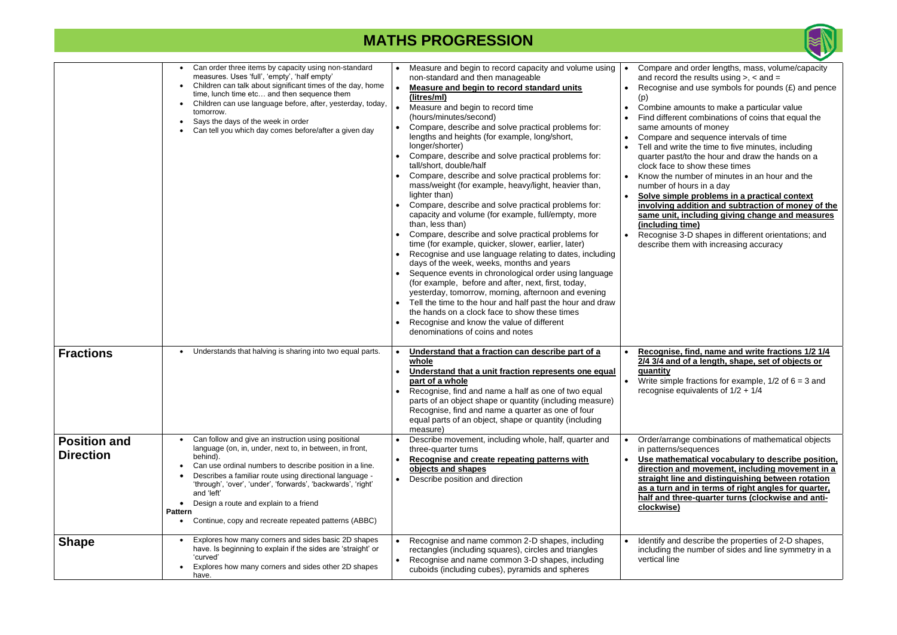# MATHS PROGRESSION

| | | | |
|---|---|---|---|
| | • Can order three items by capacity using non-standard measures. Uses 'full', 'empty', 'half empty'<br>• Children can talk about significant times of the day, home time, lunch time etc… and then sequence them<br>• Children can use language before, after, yesterday, today, tomorrow.<br>• Says the days of the week in order<br>• Can tell you which day comes before/after a given day | • Measure and begin to record capacity and volume using non-standard and then manageable<br>• **<u>Measure and begin to record standard units (litres/ml)</u>**<br>• Measure and begin to record time (hours/minutes/second)<br>• Compare, describe and solve practical problems for: lengths and heights (for example, long/short, longer/shorter)<br>• Compare, describe and solve practical problems for: tall/short, double/half<br>• Compare, describe and solve practical problems for: mass/weight (for example, heavy/light, heavier than, lighter than)<br>• Compare, describe and solve practical problems for: capacity and volume (for example, full/empty, more than, less than)<br>• Compare, describe and solve practical problems for time (for example, quicker, slower, earlier, later)<br>• Recognise and use language relating to dates, including days of the week, weeks, months and years<br>• Sequence events in chronological order using language (for example, before and after, next, first, today, yesterday, tomorrow, morning, afternoon and evening<br>• Tell the time to the hour and half past the hour and draw the hands on a clock face to show these times<br>• Recognise and know the value of different denominations of coins and notes | • Compare and order lengths, mass, volume/capacity and record the results using >, < and =<br>• Recognise and use symbols for pounds (£) and pence (p)<br>• Combine amounts to make a particular value<br>• Find different combinations of coins that equal the same amounts of money<br>• Compare and sequence intervals of time<br>• Tell and write the time to five minutes, including quarter past/to the hour and draw the hands on a clock face to show these times<br>• Know the number of minutes in an hour and the number of hours in a day<br>• **<u>Solve simple problems in a practical context involving addition and subtraction of money of the same unit, including giving change and measures (including time)</u>**<br>• Recognise 3-D shapes in different orientations; and describe them with increasing accuracy |
| **Fractions** | • Understands that halving is sharing into two equal parts. | • **<u>Understand that a fraction can describe part of a whole</u>**<br>• **<u>Understand that a unit fraction represents one equal part of a whole</u>**<br>• Recognise, find and name a half as one of two equal parts of an object shape or quantity (including measure) Recognise, find and name a quarter as one of four equal parts of an object, shape or quantity (including measure) | • **<u>Recognise, find, name and write fractions 1/2 1/4 2/4 3/4 and of a length, shape, set of objects or quantity</u>**<br>• Write simple fractions for example, 1/2 of 6 = 3 and recognise equivalents of 1/2 + 1/4 |
| **Position and Direction** | • Can follow and give an instruction using positional language (on, in, under, next to, in between, in front, behind).<br>• Can use ordinal numbers to describe position in a line.<br>• Describes a familiar route using directional language - 'through', 'over', 'under', 'forwards', 'backwards', 'right' and 'left'<br>• Design a route and explain to a friend<br>**Pattern**<br>• Continue, copy and recreate repeated patterns (ABBC) | • Describe movement, including whole, half, quarter and three-quarter turns<br>• **<u>Recognise and create repeating patterns with objects and shapes</u>**<br>• Describe position and direction | • Order/arrange combinations of mathematical objects in patterns/sequences<br>• **<u>Use mathematical vocabulary to describe position, direction and movement, including movement in a straight line and distinguishing between rotation as a turn and in terms of right angles for quarter, half and three-quarter turns (clockwise and anti-clockwise)</u>** |
| **Shape** | • Explores how many corners and sides basic 2D shapes have. Is beginning to explain if the sides are 'straight' or 'curved'<br>• Explores how many corners and sides other 2D shapes have. | • Recognise and name common 2-D shapes, including rectangles (including squares), circles and triangles<br>• Recognise and name common 3-D shapes, including cuboids (including cubes), pyramids and spheres | • Identify and describe the properties of 2-D shapes, including the number of sides and line symmetry in a vertical line |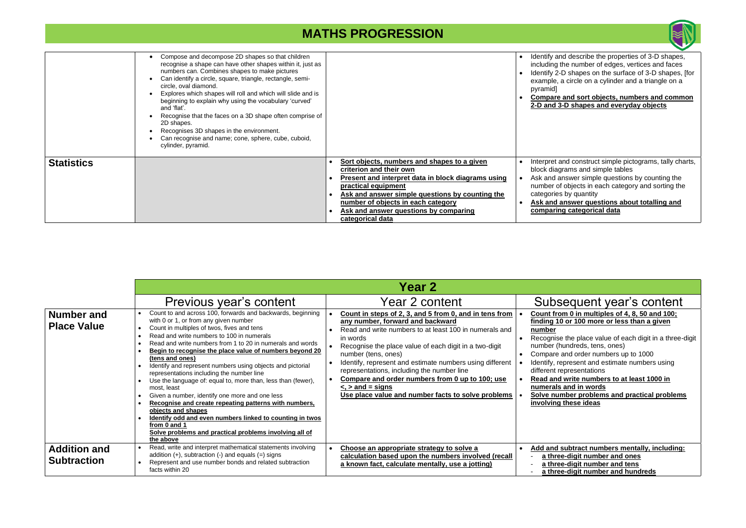# MATHS PROGRESSION

| | | | |
|---|---|---|---|
| | • Compose and decompose 2D shapes so that children recognise a shape can have other shapes within it, just as numbers can. Combines shapes to make pictures<br>• Can identify a circle, square, triangle, rectangle, semi-circle, oval diamond.<br>• Explores which shapes will roll and which will slide and is beginning to explain why using the vocabulary 'curved' and 'flat'.<br>• Recognise that the faces on a 3D shape often comprise of 2D shapes.<br>• Recognises 3D shapes in the environment.<br>• Can recognise and name; cone, sphere, cube, cuboid, cylinder, pyramid. | | • Identify and describe the properties of 3-D shapes, including the number of edges, vertices and faces<br>• Identify 2-D shapes on the surface of 3-D shapes, [for example, a circle on a cylinder and a triangle on a pyramid]<br>• **Compare and sort objects, numbers and common 2-D and 3-D shapes and everyday objects** |
| **Statistics** | | • **Sort objects, numbers and shapes to a given criterion and their own**<br>• **Present and interpret data in block diagrams using practical equipment**<br>• **Ask and answer simple questions by counting the number of objects in each category**<br>• **Ask and answer questions by comparing categorical data** | • Interpret and construct simple pictograms, tally charts, block diagrams and simple tables<br>• Ask and answer simple questions by counting the number of objects in each category and sorting the categories by quantity<br>• **Ask and answer questions about totalling and comparing categorical data** |

| | **Year 2** | | |
|---|---|---|---|
| | Previous year's content | Year 2 content | Subsequent year's content |
| **Number and Place Value** | • Count to and across 100, forwards and backwards, beginning with 0 or 1, or from any given number<br>• Count in multiples of twos, fives and tens<br>• Read and write numbers to 100 in numerals<br>• Read and write numbers from 1 to 20 in numerals and words<br>• **Begin to recognise the place value of numbers beyond 20 (tens and ones)**<br>• Identify and represent numbers using objects and pictorial representations including the number line<br>• Use the language of: equal to, more than, less than (fewer), most, least<br>• Given a number, identify one more and one less<br>• **Recognise and create repeating patterns with numbers, objects and shapes**<br>• **Identify odd and even numbers linked to counting in twos from 0 and 1**<br>• **Solve problems and practical problems involving all of the above** | • **Count in steps of 2, 3, and 5 from 0, and in tens from any number, forward and backward**<br>• Read and write numbers to at least 100 in numerals and in words<br>• Recognise the place value of each digit in a two-digit number (tens, ones)<br>• Identify, represent and estimate numbers using different representations, including the number line<br>• **Compare and order numbers from 0 up to 100; use <, > and = signs**<br>• **Use place value and number facts to solve problems** | • **Count from 0 in multiples of 4, 8, 50 and 100; finding 10 or 100 more or less than a given number**<br>• Recognise the place value of each digit in a three-digit number (hundreds, tens, ones)<br>• Compare and order numbers up to 1000<br>• Identify, represent and estimate numbers using different representations<br>• **Read and write numbers to at least 1000 in numerals and in words**<br>• **Solve number problems and practical problems involving these ideas** |
| **Addition and Subtraction** | • Read, write and interpret mathematical statements involving addition (+), subtraction (-) and equals (=) signs<br>• Represent and use number bonds and related subtraction facts within 20 | • **Choose an appropriate strategy to solve a calculation based upon the numbers involved (recall a known fact, calculate mentally, use a jotting)** | • **Add and subtract numbers mentally, including:**<br>- **a three-digit number and ones**<br>- **a three-digit number and tens**<br>- **a three-digit number and hundreds** |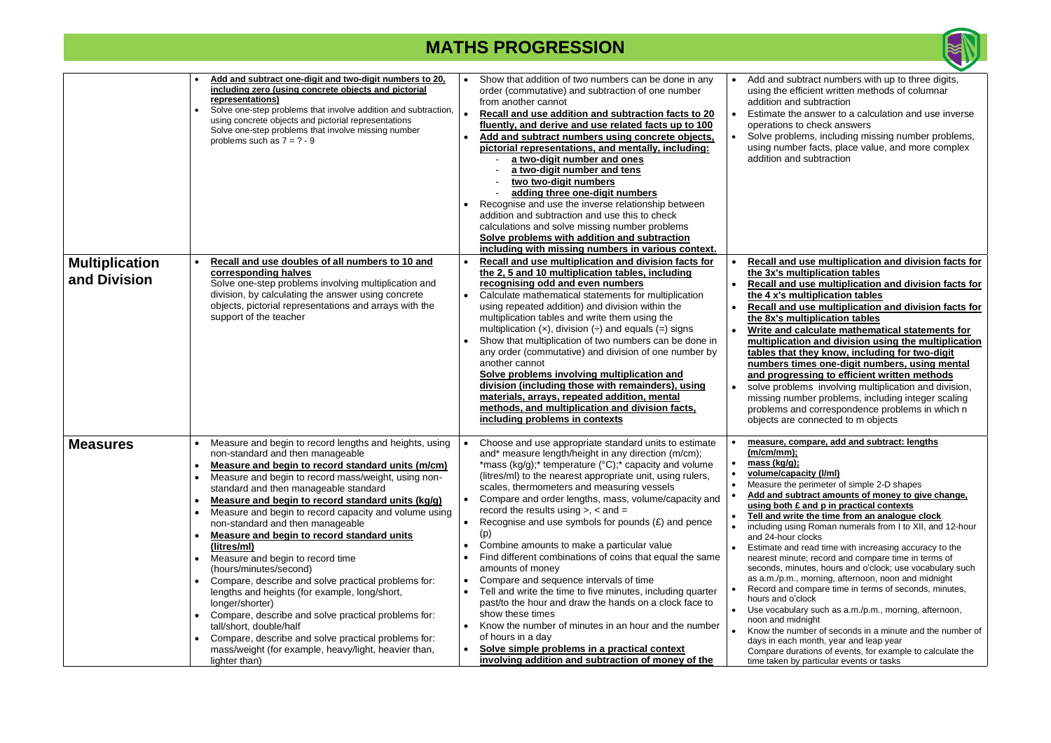# MATHS PROGRESSION

| | | | |
|---|---|---|---|
| | • **Add and subtract one-digit and two-digit numbers to 20, including zero (using concrete objects and pictorial representations)**<br>• Solve one-step problems that involve addition and subtraction, using concrete objects and pictorial representations<br>Solve one-step problems that involve missing number problems such as 7 = ? - 9 | • Show that addition of two numbers can be done in any order (commutative) and subtraction of one number from another cannot<br>• **Recall and use addition and subtraction facts to 20 fluently, and derive and use related facts up to 100**<br>• **Add and subtract numbers using concrete objects, pictorial representations, and mentally, including:**<br>- **a two-digit number and ones**<br>- **a two-digit number and tens**<br>- **two two-digit numbers**<br>- **adding three one-digit numbers**<br>• Recognise and use the inverse relationship between addition and subtraction and use this to check calculations and solve missing number problems<br>**Solve problems with addition and subtraction including with missing numbers in various context.** | • Add and subtract numbers with up to three digits, using the efficient written methods of columnar addition and subtraction<br>• Estimate the answer to a calculation and use inverse operations to check answers<br>• Solve problems, including missing number problems, using number facts, place value, and more complex addition and subtraction |
| **Multiplication and Division** | • **Recall and use doubles of all numbers to 10 and corresponding halves**<br>Solve one-step problems involving multiplication and division, by calculating the answer using concrete objects, pictorial representations and arrays with the support of the teacher | • **Recall and use multiplication and division facts for the 2, 5 and 10 multiplication tables, including recognising odd and even numbers**<br>• Calculate mathematical statements for multiplication using repeated addition) and division within the multiplication tables and write them using the multiplication (×), division (÷) and equals (=) signs<br>• Show that multiplication of two numbers can be done in any order (commutative) and division of one number by another cannot<br>**Solve problems involving multiplication and division (including those with remainders), using materials, arrays, repeated addition, mental methods, and multiplication and division facts, including problems in contexts** | • **Recall and use multiplication and division facts for the 3x's multiplication tables**<br>• **Recall and use multiplication and division facts for the 4 x's multiplication tables**<br>• **Recall and use multiplication and division facts for the 8x's multiplication tables**<br>• **Write and calculate mathematical statements for multiplication and division using the multiplication tables that they know, including for two-digit numbers times one-digit numbers, using mental and progressing to efficient written methods**<br>• solve problems involving multiplication and division, missing number problems, including integer scaling problems and correspondence problems in which n objects are connected to m objects |
| **Measures** | • Measure and begin to record lengths and heights, using non-standard and then manageable<br>• **Measure and begin to record standard units (m/cm)**<br>• Measure and begin to record mass/weight, using non-standard and then manageable standard<br>• **Measure and begin to record standard units (kg/g)**<br>• Measure and begin to record capacity and volume using non-standard and then manageable<br>• **Measure and begin to record standard units (litres/ml)**<br>• Measure and begin to record time (hours/minutes/second)<br>• Compare, describe and solve practical problems for: lengths and heights (for example, long/short, longer/shorter)<br>• Compare, describe and solve practical problems for: tall/short, double/half<br>• Compare, describe and solve practical problems for: mass/weight (for example, heavy/light, heavier than, lighter than) | • Choose and use appropriate standard units to estimate and* measure length/height in any direction (m/cm); *mass (kg/g);* temperature (°C);* capacity and volume (litres/ml) to the nearest appropriate unit, using rulers, scales, thermometers and measuring vessels<br>• Compare and order lengths, mass, volume/capacity and record the results using >, < and =<br>• Recognise and use symbols for pounds (£) and pence (p)<br>• Combine amounts to make a particular value<br>• Find different combinations of coins that equal the same amounts of money<br>• Compare and sequence intervals of time<br>• Tell and write the time to five minutes, including quarter past/to the hour and draw the hands on a clock face to show these times<br>• Know the number of minutes in an hour and the number of hours in a day<br>• **Solve simple problems in a practical context involving addition and subtraction of money of the** | • **measure, compare, add and subtract: lengths (m/cm/mm);**<br>• **mass (kg/g);**<br>• **volume/capacity (l/ml)**<br>• Measure the perimeter of simple 2-D shapes<br>• **Add and subtract amounts of money to give change, using both £ and p in practical contexts**<br>• **Tell and write the time from an analogue clock**<br>• including using Roman numerals from I to XII, and 12-hour and 24-hour clocks<br>• Estimate and read time with increasing accuracy to the nearest minute; record and compare time in terms of seconds, minutes, hours and o'clock; use vocabulary such as a.m./p.m., morning, afternoon, noon and midnight<br>• Record and compare time in terms of seconds, minutes, hours and o'clock<br>• Use vocabulary such as a.m./p.m., morning, afternoon, noon and midnight<br>• Know the number of seconds in a minute and the number of days in each month, year and leap year<br>Compare durations of events, for example to calculate the time taken by particular events or tasks |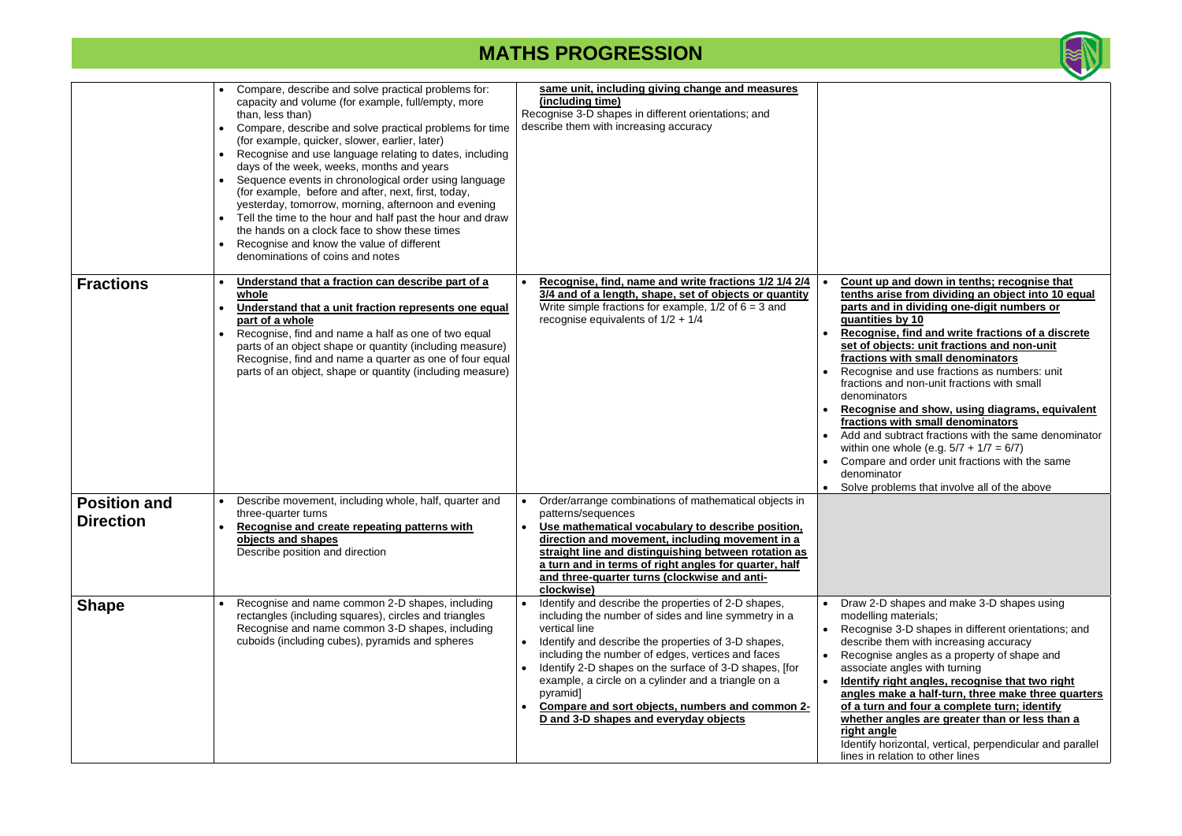# MATHS PROGRESSION

| | | | |
|---|---|---|---|
| | • Compare, describe and solve practical problems for: capacity and volume (for example, full/empty, more than, less than)<br>• Compare, describe and solve practical problems for time (for example, quicker, slower, earlier, later)<br>• Recognise and use language relating to dates, including days of the week, weeks, months and years<br>• Sequence events in chronological order using language (for example, before and after, next, first, today, yesterday, tomorrow, morning, afternoon and evening<br>• Tell the time to the hour and half past the hour and draw the hands on a clock face to show these times<br>• Recognise and know the value of different denominations of coins and notes | **same unit, including giving change and measures (including time)**<br>Recognise 3-D shapes in different orientations; and describe them with increasing accuracy | |
| **Fractions** | • **Understand that a fraction can describe part of a whole**<br>• **Understand that a unit fraction represents one equal part of a whole**<br>• Recognise, find and name a half as one of two equal parts of an object shape or quantity (including measure)<br>Recognise, find and name a quarter as one of four equal parts of an object, shape or quantity (including measure) | • **Recognise, find, name and write fractions 1/2 1/4 2/4 3/4 and of a length, shape, set of objects or quantity**<br>Write simple fractions for example, 1/2 of 6 = 3 and recognise equivalents of 1/2 + 1/4 | • **Count up and down in tenths; recognise that tenths arise from dividing an object into 10 equal parts and in dividing one-digit numbers or quantities by 10**<br>• **Recognise, find and write fractions of a discrete set of objects: unit fractions and non-unit fractions with small denominators**<br>• Recognise and use fractions as numbers: unit fractions and non-unit fractions with small denominators<br>• **Recognise and show, using diagrams, equivalent fractions with small denominators**<br>• Add and subtract fractions with the same denominator within one whole (e.g. 5/7 + 1/7 = 6/7)<br>• Compare and order unit fractions with the same denominator<br>• Solve problems that involve all of the above |
| **Position and Direction** | • Describe movement, including whole, half, quarter and three-quarter turns<br>• **Recognise and create repeating patterns with objects and shapes**<br>Describe position and direction | • Order/arrange combinations of mathematical objects in patterns/sequences<br>• **Use mathematical vocabulary to describe position, direction and movement, including movement in a straight line and distinguishing between rotation as a turn and in terms of right angles for quarter, half and three-quarter turns (clockwise and anti-clockwise)** | |
| **Shape** | • Recognise and name common 2-D shapes, including rectangles (including squares), circles and triangles<br>Recognise and name common 3-D shapes, including cuboids (including cubes), pyramids and spheres | • Identify and describe the properties of 2-D shapes, including the number of sides and line symmetry in a vertical line<br>• Identify and describe the properties of 3-D shapes, including the number of edges, vertices and faces<br>• Identify 2-D shapes on the surface of 3-D shapes, [for example, a circle on a cylinder and a triangle on a pyramid]<br>• **Compare and sort objects, numbers and common 2-D and 3-D shapes and everyday objects** | • Draw 2-D shapes and make 3-D shapes using modelling materials;<br>• Recognise 3-D shapes in different orientations; and describe them with increasing accuracy<br>• Recognise angles as a property of shape and associate angles with turning<br>• **Identify right angles, recognise that two right angles make a half-turn, three make three quarters of a turn and four a complete turn; identify whether angles are greater than or less than a right angle**<br>Identify horizontal, vertical, perpendicular and parallel lines in relation to other lines |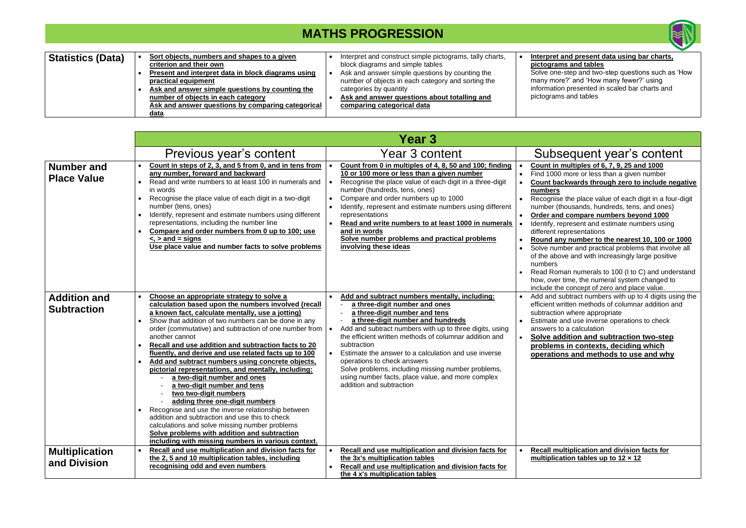# MATHS PROGRESSION

| Statistics (Data) | | | |
|---|---|---|---|
| **Statistics (Data)** | • **Sort objects, numbers and shapes to a given criterion and their own**<br>• **Present and interpret data in block diagrams using practical equipment**<br>• **Ask and answer simple questions by counting the number of objects in each category**<br>**Ask and answer questions by comparing categorical data** | • Interpret and construct simple pictograms, tally charts, block diagrams and simple tables<br>• Ask and answer simple questions by counting the number of objects in each category and sorting the categories by quantity<br>• **Ask and answer questions about totalling and comparing categorical data** | • **Interpret and present data using bar charts, pictograms and tables**<br>Solve one-step and two-step questions such as 'How many more?' and 'How many fewer?' using information presented in scaled bar charts and pictograms and tables |

| | Year 3 | | |
|---|---|---|---|
| | **Previous year's content** | **Year 3 content** | **Subsequent year's content** |
| **Number and Place Value** | • **Count in steps of 2, 3, and 5 from 0, and in tens from any number, forward and backward**<br>• Read and write numbers to at least 100 in numerals and in words<br>• Recognise the place value of each digit in a two-digit number (tens, ones)<br>• Identify, represent and estimate numbers using different representations, including the number line<br>• **Compare and order numbers from 0 up to 100; use <, > and = signs**<br>**Use place value and number facts to solve problems** | • **Count from 0 in multiples of 4, 8, 50 and 100; finding 10 or 100 more or less than a given number**<br>• Recognise the place value of each digit in a three-digit number (hundreds, tens, ones)<br>• Compare and order numbers up to 1000<br>• Identify, represent and estimate numbers using different representations<br>• **Read and write numbers to at least 1000 in numerals and in words**<br>**Solve number problems and practical problems involving these ideas** | • **Count in multiples of 6, 7, 9, 25 and 1000**<br>• Find 1000 more or less than a given number<br>• **Count backwards through zero to include negative numbers**<br>• Recognise the place value of each digit in a four-digit number (thousands, hundreds, tens, and ones)<br>• **Order and compare numbers beyond 1000**<br>• Identify, represent and estimate numbers using different representations<br>• **Round any number to the nearest 10, 100 or 1000**<br>• Solve number and practical problems that involve all of the above and with increasingly large positive numbers<br>• Read Roman numerals to 100 (I to C) and understand how, over time, the numeral system changed to include the concept of zero and place value. |
| **Addition and Subtraction** | • **Choose an appropriate strategy to solve a calculation based upon the numbers involved (recall a known fact, calculate mentally, use a jotting)**<br>• Show that addition of two numbers can be done in any order (commutative) and subtraction of one number from another cannot<br>• **Recall and use addition and subtraction facts to 20 fluently, and derive and use related facts up to 100**<br>• **Add and subtract numbers using concrete objects, pictorial representations, and mentally, including:**<br>- **a two-digit number and ones**<br>- **a two-digit number and tens**<br>- **two two-digit numbers**<br>- **adding three one-digit numbers**<br>• Recognise and use the inverse relationship between addition and subtraction and use this to check calculations and solve missing number problems<br>**Solve problems with addition and subtraction including with missing numbers in various context.** | • **Add and subtract numbers mentally, including:**<br>- **a three-digit number and ones**<br>- **a three-digit number and tens**<br>- **a three-digit number and hundreds**<br>• Add and subtract numbers with up to three digits, using the efficient written methods of columnar addition and subtraction<br>• Estimate the answer to a calculation and use inverse operations to check answers<br>Solve problems, including missing number problems, using number facts, place value, and more complex addition and subtraction | • Add and subtract numbers with up to 4 digits using the efficient written methods of columnar addition and subtraction where appropriate<br>• Estimate and use inverse operations to check answers to a calculation<br>• **Solve addition and subtraction two-step problems in contexts, deciding which operations and methods to use and why** |
| **Multiplication and Division** | • **Recall and use multiplication and division facts for the 2, 5 and 10 multiplication tables, including recognising odd and even numbers** | • **Recall and use multiplication and division facts for the 3x's multiplication tables**<br>• **Recall and use multiplication and division facts for the 4 x's multiplication tables** | • **Recall multiplication and division facts for multiplication tables up to 12 × 12** |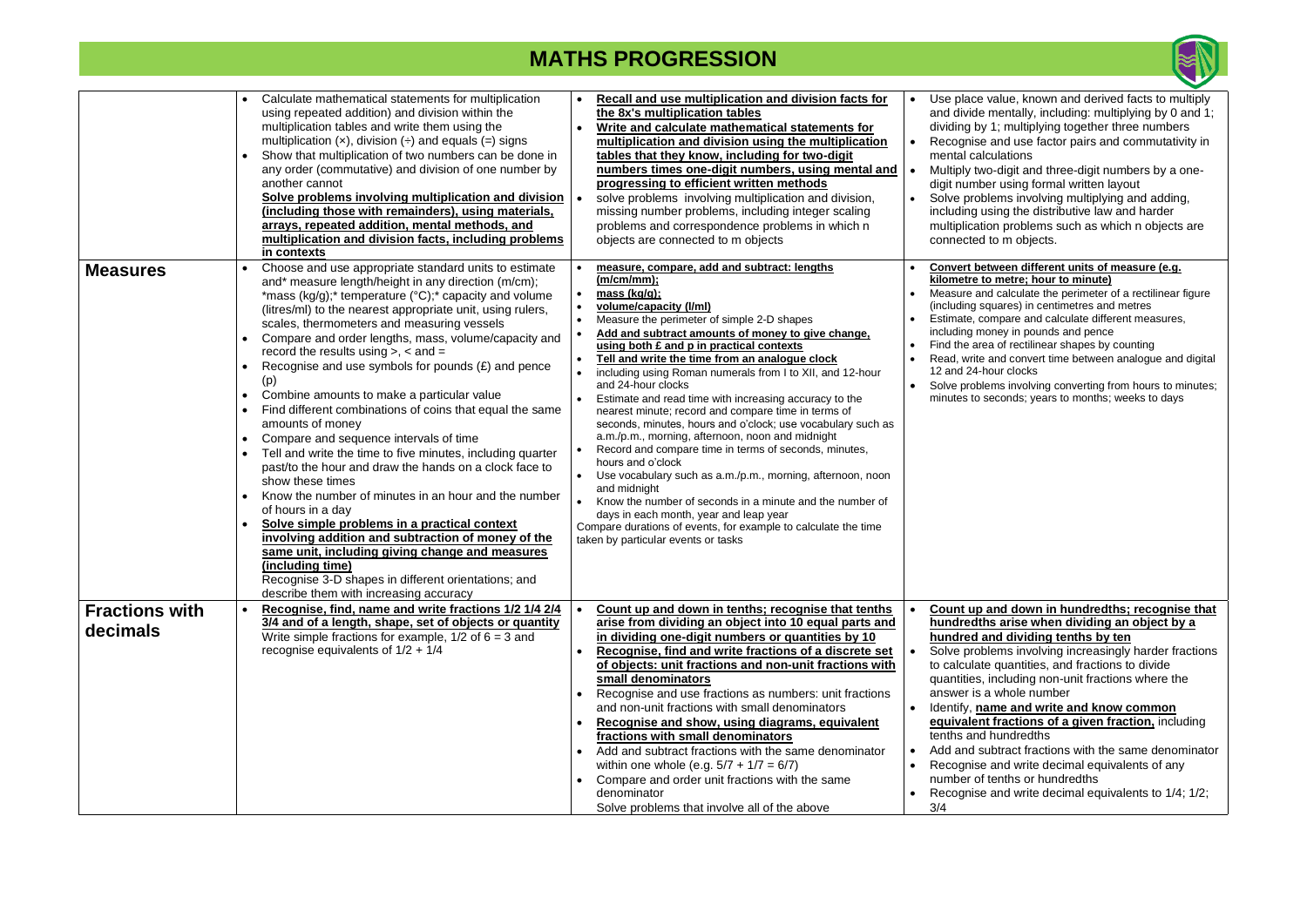# MATHS PROGRESSION

| | | | |
|---|---|---|---|
| | • Calculate mathematical statements for multiplication using repeated addition) and division within the multiplication tables and write them using the multiplication (×), division (÷) and equals (=) signs<br>• Show that multiplication of two numbers can be done in any order (commutative) and division of one number by another cannot<br>**Solve problems involving multiplication and division (including those with remainders), using materials, arrays, repeated addition, mental methods, and multiplication and division facts, including problems in contexts** | • **Recall and use multiplication and division facts for the 8x's multiplication tables**<br>• **Write and calculate mathematical statements for multiplication and division using the multiplication tables that they know, including for two-digit numbers times one-digit numbers, using mental and progressing to efficient written methods**<br>• solve problems involving multiplication and division, missing number problems, including integer scaling problems and correspondence problems in which n objects are connected to m objects | • Use place value, known and derived facts to multiply and divide mentally, including: multiplying by 0 and 1; dividing by 1; multiplying together three numbers<br>• Recognise and use factor pairs and commutativity in mental calculations<br>• Multiply two-digit and three-digit numbers by a one-digit number using formal written layout<br>• Solve problems involving multiplying and adding, including using the distributive law and harder multiplication problems such as which n objects are connected to m objects. |
| **Measures** | • Choose and use appropriate standard units to estimate and* measure length/height in any direction (m/cm); *mass (kg/g);* temperature (°C);* capacity and volume (litres/ml) to the nearest appropriate unit, using rulers, scales, thermometers and measuring vessels<br>• Compare and order lengths, mass, volume/capacity and record the results using >, < and =<br>• Recognise and use symbols for pounds (£) and pence (p)<br>• Combine amounts to make a particular value<br>• Find different combinations of coins that equal the same amounts of money<br>• Compare and sequence intervals of time<br>• Tell and write the time to five minutes, including quarter past/to the hour and draw the hands on a clock face to show these times<br>• Know the number of minutes in an hour and the number of hours in a day<br>• **Solve simple problems in a practical context involving addition and subtraction of money of the same unit, including giving change and measures (including time)**<br>Recognise 3-D shapes in different orientations; and describe them with increasing accuracy | • **measure, compare, add and subtract: lengths (m/cm/mm);**<br>• **mass (kg/g);**<br>• **volume/capacity (l/ml)**<br>• Measure the perimeter of simple 2-D shapes<br>• **Add and subtract amounts of money to give change, using both £ and p in practical contexts**<br>• **Tell and write the time from an analogue clock**<br>• including using Roman numerals from I to XII, and 12-hour and 24-hour clocks<br>• Estimate and read time with increasing accuracy to the nearest minute; record and compare time in terms of seconds, minutes, hours and o'clock; use vocabulary such as a.m./p.m., morning, afternoon, noon and midnight<br>• Record and compare time in terms of seconds, minutes, hours and o'clock<br>• Use vocabulary such as a.m./p.m., morning, afternoon, noon and midnight<br>• Know the number of seconds in a minute and the number of days in each month, year and leap year<br>Compare durations of events, for example to calculate the time taken by particular events or tasks | • **Convert between different units of measure (e.g. kilometre to metre; hour to minute)**<br>• Measure and calculate the perimeter of a rectilinear figure (including squares) in centimetres and metres<br>• Estimate, compare and calculate different measures, including money in pounds and pence<br>• Find the area of rectilinear shapes by counting<br>• Read, write and convert time between analogue and digital 12 and 24-hour clocks<br>• Solve problems involving converting from hours to minutes; minutes to seconds; years to months; weeks to days |
| **Fractions with decimals** | • **Recognise, find, name and write fractions 1/2 1/4 2/4 3/4 and of a length, shape, set of objects or quantity**<br>Write simple fractions for example, 1/2 of 6 = 3 and recognise equivalents of 1/2 + 1/4 | • **Count up and down in tenths; recognise that tenths arise from dividing an object into 10 equal parts and in dividing one-digit numbers or quantities by 10**<br>• **Recognise, find and write fractions of a discrete set of objects: unit fractions and non-unit fractions with small denominators**<br>• Recognise and use fractions as numbers: unit fractions and non-unit fractions with small denominators<br>• **Recognise and show, using diagrams, equivalent fractions with small denominators**<br>• Add and subtract fractions with the same denominator within one whole (e.g. 5/7 + 1/7 = 6/7)<br>• Compare and order unit fractions with the same denominator<br>Solve problems that involve all of the above | • **Count up and down in hundredths; recognise that hundredths arise when dividing an object by a hundred and dividing tenths by ten**<br>• Solve problems involving increasingly harder fractions to calculate quantities, and fractions to divide quantities, including non-unit fractions where the answer is a whole number<br>• Identify, **name and write and know common equivalent fractions of a given fraction,** including tenths and hundredths<br>• Add and subtract fractions with the same denominator<br>• Recognise and write decimal equivalents of any number of tenths or hundredths<br>• Recognise and write decimal equivalents to 1/4; 1/2; 3/4 |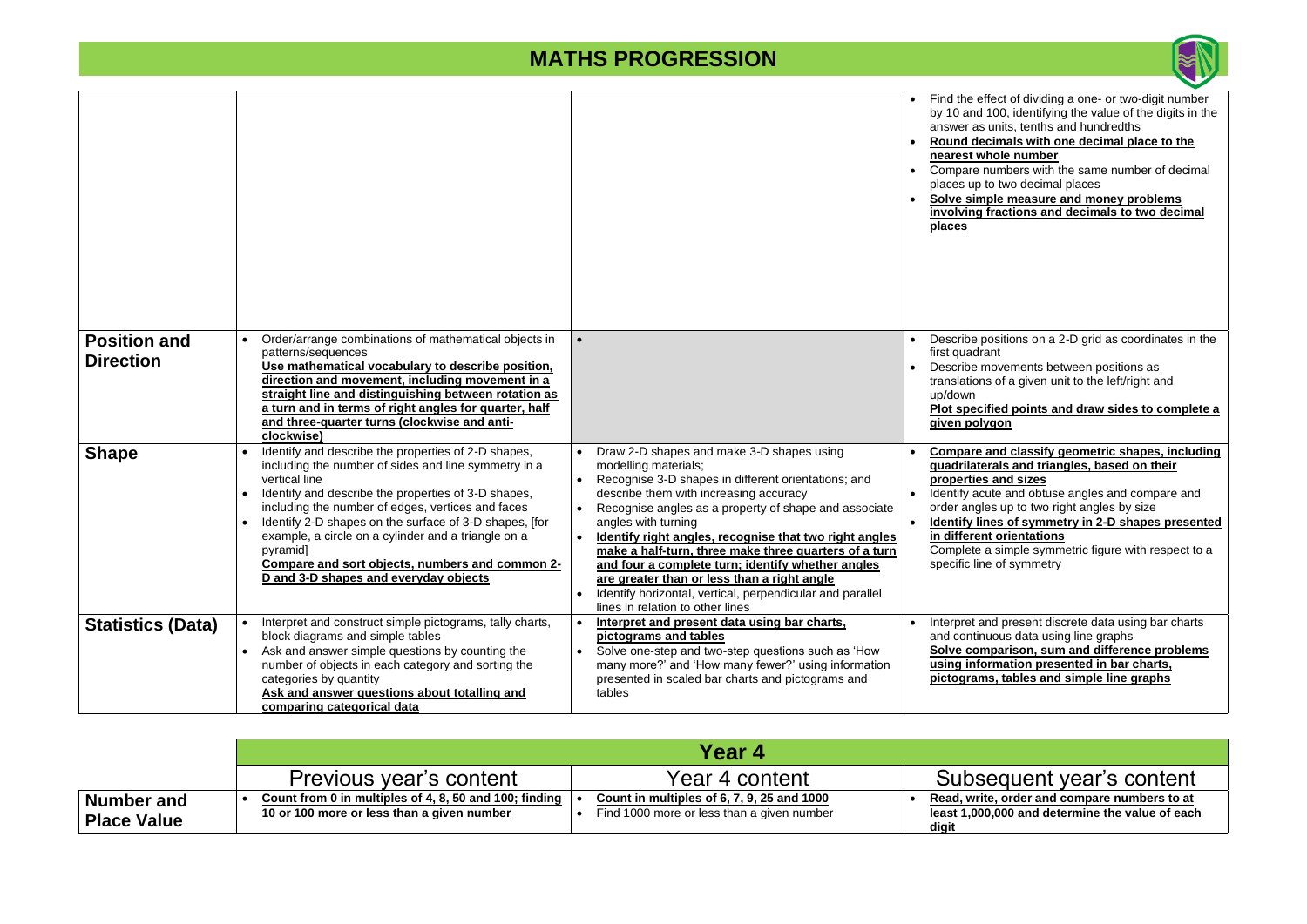# MATHS PROGRESSION

| | | | |
|---|---|---|---|
| | | | • Find the effect of dividing a one- or two-digit number by 10 and 100, identifying the value of the digits in the answer as units, tenths and hundredths<br>• **Round decimals with one decimal place to the nearest whole number**<br>• Compare numbers with the same number of decimal places up to two decimal places<br>• **Solve simple measure and money problems involving fractions and decimals to two decimal places** |
| **Position and Direction** | • Order/arrange combinations of mathematical objects in patterns/sequences<br>**Use mathematical vocabulary to describe position, direction and movement, including movement in a straight line and distinguishing between rotation as a turn and in terms of right angles for quarter, half and three-quarter turns (clockwise and anti-clockwise)** | • | • Describe positions on a 2-D grid as coordinates in the first quadrant<br>• Describe movements between positions as translations of a given unit to the left/right and up/down<br>**Plot specified points and draw sides to complete a given polygon** |
| **Shape** | • Identify and describe the properties of 2-D shapes, including the number of sides and line symmetry in a vertical line<br>• Identify and describe the properties of 3-D shapes, including the number of edges, vertices and faces<br>• Identify 2-D shapes on the surface of 3-D shapes, [for example, a circle on a cylinder and a triangle on a pyramid]<br>**Compare and sort objects, numbers and common 2-D and 3-D shapes and everyday objects** | • Draw 2-D shapes and make 3-D shapes using modelling materials;<br>• Recognise 3-D shapes in different orientations; and describe them with increasing accuracy<br>• Recognise angles as a property of shape and associate angles with turning<br>• **Identify right angles, recognise that two right angles make a half-turn, three make three quarters of a turn and four a complete turn; identify whether angles are greater than or less than a right angle**<br>• Identify horizontal, vertical, perpendicular and parallel lines in relation to other lines | • **Compare and classify geometric shapes, including quadrilaterals and triangles, based on their properties and sizes**<br>• Identify acute and obtuse angles and compare and order angles up to two right angles by size<br>• **Identify lines of symmetry in 2-D shapes presented in different orientations**<br>Complete a simple symmetric figure with respect to a specific line of symmetry |
| **Statistics (Data)** | • Interpret and construct simple pictograms, tally charts, block diagrams and simple tables<br>• Ask and answer simple questions by counting the number of objects in each category and sorting the categories by quantity<br>**Ask and answer questions about totalling and comparing categorical data** | • **Interpret and present data using bar charts, pictograms and tables**<br>• Solve one-step and two-step questions such as 'How many more?' and 'How many fewer?' using information presented in scaled bar charts and pictograms and tables | • Interpret and present discrete data using bar charts and continuous data using line graphs<br>**Solve comparison, sum and difference problems using information presented in bar charts, pictograms, tables and simple line graphs** |

| | Year 4 | | |
|---|---|---|---|
| | Previous year's content | Year 4 content | Subsequent year's content |
| **Number and Place Value** | • **Count from 0 in multiples of 4, 8, 50 and 100; finding 10 or 100 more or less than a given number** | • **Count in multiples of 6, 7, 9, 25 and 1000**<br>• Find 1000 more or less than a given number | • **Read, write, order and compare numbers to at least 1,000,000 and determine the value of each digit** |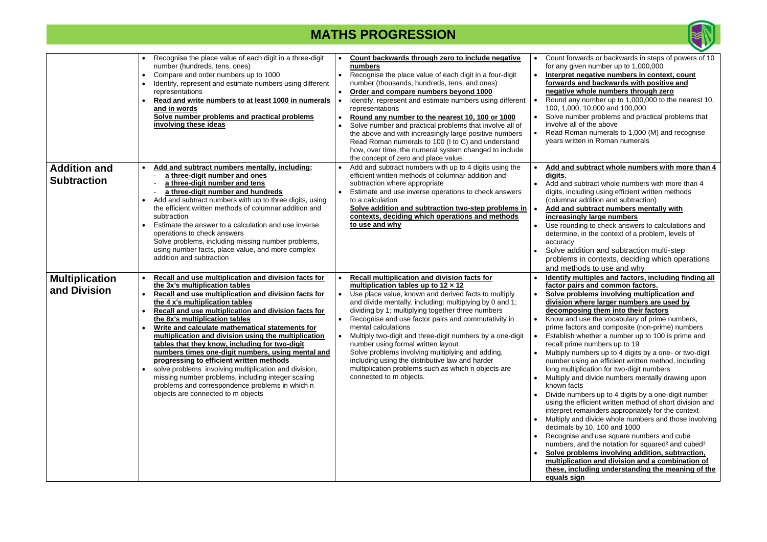# MATHS PROGRESSION

| | | | |
|---|---|---|---|
| | • Recognise the place value of each digit in a three-digit number (hundreds, tens, ones)<br>• Compare and order numbers up to 1000<br>• Identify, represent and estimate numbers using different representations<br>• **Read and write numbers to at least 1000 in numerals and in words**<br>**Solve number problems and practical problems involving these ideas** | • **Count backwards through zero to include negative numbers**<br>• Recognise the place value of each digit in a four-digit number (thousands, hundreds, tens, and ones)<br>• **Order and compare numbers beyond 1000**<br>• Identify, represent and estimate numbers using different representations<br>• **Round any number to the nearest 10, 100 or 1000**<br>• Solve number and practical problems that involve all of the above and with increasingly large positive numbers<br>Read Roman numerals to 100 (I to C) and understand how, over time, the numeral system changed to include the concept of zero and place value. | • Count forwards or backwards in steps of powers of 10 for any given number up to 1,000,000<br>• **Interpret negative numbers in context, count forwards and backwards with positive and negative whole numbers through zero**<br>• Round any number up to 1,000,000 to the nearest 10, 100, 1,000, 10,000 and 100,000<br>• Solve number problems and practical problems that involve all of the above<br>• Read Roman numerals to 1,000 (M) and recognise years written in Roman numerals |
| **Addition and Subtraction** | • **Add and subtract numbers mentally, including:**<br>- **a three-digit number and ones**<br>- **a three-digit number and tens**<br>- **a three-digit number and hundreds**<br>• Add and subtract numbers with up to three digits, using the efficient written methods of columnar addition and subtraction<br>• Estimate the answer to a calculation and use inverse operations to check answers<br>Solve problems, including missing number problems, using number facts, place value, and more complex addition and subtraction | • Add and subtract numbers with up to 4 digits using the efficient written methods of columnar addition and subtraction where appropriate<br>• Estimate and use inverse operations to check answers to a calculation<br>**Solve addition and subtraction two-step problems in contexts, deciding which operations and methods to use and why** | • **Add and subtract whole numbers with more than 4 digits.**<br>• Add and subtract whole numbers with more than 4 digits, including using efficient written methods (columnar addition and subtraction)<br>• **Add and subtract numbers mentally with increasingly large numbers**<br>• Use rounding to check answers to calculations and determine, in the context of a problem, levels of accuracy<br>• Solve addition and subtraction multi-step problems in contexts, deciding which operations and methods to use and why |
| **Multiplication and Division** | • **Recall and use multiplication and division facts for the 3x's multiplication tables**<br>• **Recall and use multiplication and division facts for the 4 x's multiplication tables**<br>• **Recall and use multiplication and division facts for the 8x's multiplication tables**<br>• **Write and calculate mathematical statements for multiplication and division using the multiplication tables that they know, including for two-digit numbers times one-digit numbers, using mental and progressing to efficient written methods**<br>• solve problems involving multiplication and division, missing number problems, including integer scaling problems and correspondence problems in which n objects are connected to m objects | • **Recall multiplication and division facts for multiplication tables up to 12 × 12**<br>• Use place value, known and derived facts to multiply and divide mentally, including: multiplying by 0 and 1; dividing by 1; multiplying together three numbers<br>• Recognise and use factor pairs and commutativity in mental calculations<br>• Multiply two-digit and three-digit numbers by a one-digit number using formal written layout<br>Solve problems involving multiplying and adding, including using the distributive law and harder multiplication problems such as which n objects are connected to m objects. | • **Identify multiples and factors, including finding all factor pairs and common factors.**<br>• **Solve problems involving multiplication and division where larger numbers are used by decomposing them into their factors**<br>• Know and use the vocabulary of prime numbers, prime factors and composite (non-prime) numbers<br>• Establish whether a number up to 100 is prime and recall prime numbers up to 19<br>• Multiply numbers up to 4 digits by a one- or two-digit number using an efficient written method, including long multiplication for two-digit numbers<br>• Multiply and divide numbers mentally drawing upon known facts<br>• Divide numbers up to 4 digits by a one-digit number using the efficient written method of short division and interpret remainders appropriately for the context<br>• Multiply and divide whole numbers and those involving decimals by 10, 100 and 1000<br>• Recognise and use square numbers and cube numbers, and the notation for squared$^2$ and cubed$^3$<br>• **Solve problems involving addition, subtraction, multiplication and division and a combination of these, including understanding the meaning of the equals sign** |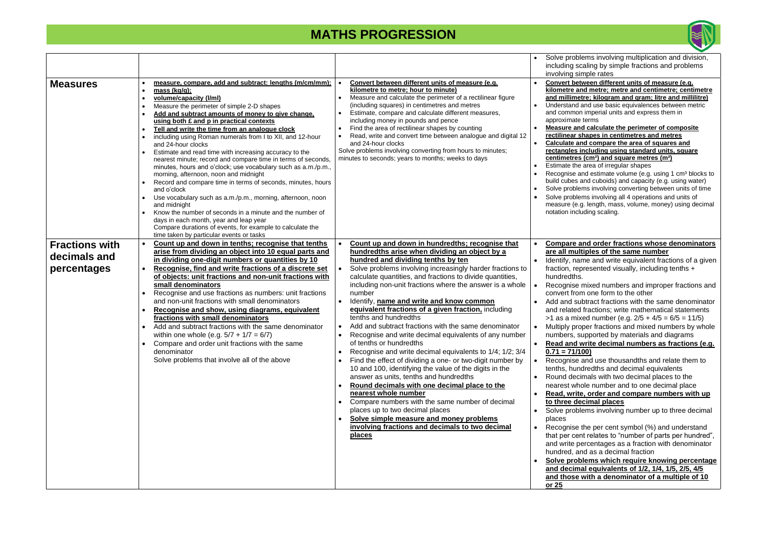# MATHS PROGRESSION

| | | | |
|---|---|---|---|
| | | | • Solve problems involving multiplication and division, including scaling by simple fractions and problems involving simple rates |
| **Measures** | • **measure, compare, add and subtract: lengths (m/cm/mm);**<br>• **mass (kg/g);**<br>• **volume/capacity (l/ml)**<br>• Measure the perimeter of simple 2-D shapes<br>• **Add and subtract amounts of money to give change, using both £ and p in practical contexts**<br>• **Tell and write the time from an analogue clock**<br>• including using Roman numerals from I to XII, and 12-hour and 24-hour clocks<br>• Estimate and read time with increasing accuracy to the nearest minute; record and compare time in terms of seconds, minutes, hours and o'clock; use vocabulary such as a.m./p.m., morning, afternoon, noon and midnight<br>• Record and compare time in terms of seconds, minutes, hours and o'clock<br>• Use vocabulary such as a.m./p.m., morning, afternoon, noon and midnight<br>• Know the number of seconds in a minute and the number of days in each month, year and leap year<br>Compare durations of events, for example to calculate the time taken by particular events or tasks | • **Convert between different units of measure (e.g. kilometre to metre; hour to minute)**<br>• Measure and calculate the perimeter of a rectilinear figure (including squares) in centimetres and metres<br>• Estimate, compare and calculate different measures, including money in pounds and pence<br>• Find the area of rectilinear shapes by counting<br>• Read, write and convert time between analogue and digital 12 and 24-hour clocks<br>Solve problems involving converting from hours to minutes; minutes to seconds; years to months; weeks to days | • **Convert between different units of measure (e.g. kilometre and metre; metre and centimetre; centimetre and millimetre; kilogram and gram; litre and millilitre)**<br>• Understand and use basic equivalences between metric and common imperial units and express them in approximate terms<br>• **Measure and calculate the perimeter of composite rectilinear shapes in centimetres and metres**<br>• **Calculate and compare the area of squares and rectangles including using standard units, square centimetres ($cm^2$) and square metres ($m^2$)**<br>• Estimate the area of irregular shapes<br>• Recognise and estimate volume (e.g. using 1 $cm^3$ blocks to build cubes and cuboids) and capacity (e.g. using water)<br>• Solve problems involving converting between units of time<br>• Solve problems involving all 4 operations and units of measure (e.g. length, mass, volume, money) using decimal notation including scaling. |
| **Fractions with decimals and percentages** | • **Count up and down in tenths; recognise that tenths arise from dividing an object into 10 equal parts and in dividing one-digit numbers or quantities by 10**<br>• **Recognise, find and write fractions of a discrete set of objects: unit fractions and non-unit fractions with small denominators**<br>• Recognise and use fractions as numbers: unit fractions and non-unit fractions with small denominators<br>• **Recognise and show, using diagrams, equivalent fractions with small denominators**<br>• Add and subtract fractions with the same denominator within one whole (e.g. $5/7 + 1/7 = 6/7$)<br>• Compare and order unit fractions with the same denominator<br>Solve problems that involve all of the above | • **Count up and down in hundredths; recognise that hundredths arise when dividing an object by a hundred and dividing tenths by ten**<br>• Solve problems involving increasingly harder fractions to calculate quantities, and fractions to divide quantities, including non-unit fractions where the answer is a whole number<br>• Identify, **name and write and know common equivalent fractions of a given fraction,** including tenths and hundredths<br>• Add and subtract fractions with the same denominator<br>• Recognise and write decimal equivalents of any number of tenths or hundredths<br>• Recognise and write decimal equivalents to 1/4; 1/2; 3/4<br>• Find the effect of dividing a one- or two-digit number by 10 and 100, identifying the value of the digits in the answer as units, tenths and hundredths<br>• **Round decimals with one decimal place to the nearest whole number**<br>• Compare numbers with the same number of decimal places up to two decimal places<br>• **Solve simple measure and money problems involving fractions and decimals to two decimal places** | • **Compare and order fractions whose denominators are all multiples of the same number**<br>• Identify, name and write equivalent fractions of a given fraction, represented visually, including tenths + hundredths.<br>• Recognise mixed numbers and improper fractions and convert from one form to the other<br>• Add and subtract fractions with the same denominator and related fractions; write mathematical statements >1 as a mixed number (e.g. $2/5 + 4/5 = 6/5 = 1 1/5$)<br>• Multiply proper fractions and mixed numbers by whole numbers, supported by materials and diagrams<br>• **Read and write decimal numbers as fractions (e.g. 0.71 = 71/100)**<br>• Recognise and use thousandths and relate them to tenths, hundredths and decimal equivalents<br>• Round decimals with two decimal places to the nearest whole number and to one decimal place<br>• **Read, write, order and compare numbers with up to three decimal places**<br>• Solve problems involving number up to three decimal places<br>• Recognise the per cent symbol (%) and understand that per cent relates to "number of parts per hundred", and write percentages as a fraction with denominator hundred, and as a decimal fraction<br>• **Solve problems which require knowing percentage and decimal equivalents of 1/2, 1/4, 1/5, 2/5, 4/5 and those with a denominator of a multiple of 10 or 25** |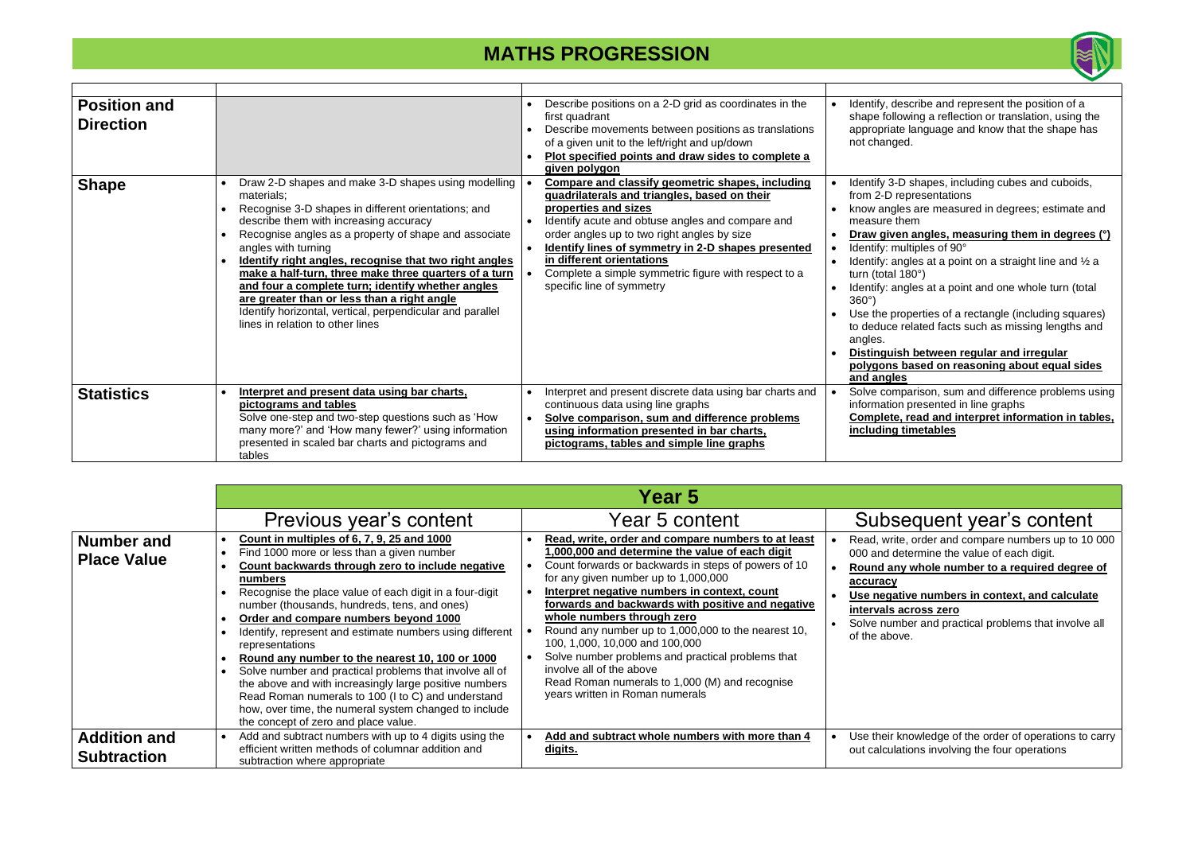# MATHS PROGRESSION

| | | | |
|---|---|---|---|
| **Position and Direction** | | • Describe positions on a 2-D grid as coordinates in the first quadrant<br>• Describe movements between positions as translations of a given unit to the left/right and up/down<br>• **Plot specified points and draw sides to complete a given polygon** | • Identify, describe and represent the position of a shape following a reflection or translation, using the appropriate language and know that the shape has not changed. |
| **Shape** | • Draw 2-D shapes and make 3-D shapes using modelling materials;<br>• Recognise 3-D shapes in different orientations; and describe them with increasing accuracy<br>• Recognise angles as a property of shape and associate angles with turning<br>• **Identify right angles, recognise that two right angles make a half-turn, three make three quarters of a turn and four a complete turn; identify whether angles are greater than or less than a right angle**<br>Identify horizontal, vertical, perpendicular and parallel lines in relation to other lines | • **Compare and classify geometric shapes, including quadrilaterals and triangles, based on their properties and sizes**<br>• Identify acute and obtuse angles and compare and order angles up to two right angles by size<br>• **Identify lines of symmetry in 2-D shapes presented in different orientations**<br>• Complete a simple symmetric figure with respect to a specific line of symmetry | • Identify 3-D shapes, including cubes and cuboids, from 2-D representations<br>• know angles are measured in degrees; estimate and measure them<br>• **Draw given angles, measuring them in degrees (°)**<br>• Identify: multiples of 90°<br>• Identify: angles at a point on a straight line and ½ a turn (total 180°)<br>• Identify: angles at a point and one whole turn (total 360°)<br>• Use the properties of a rectangle (including squares) to deduce related facts such as missing lengths and angles.<br>• **Distinguish between regular and irregular polygons based on reasoning about equal sides and angles** |
| **Statistics** | • **Interpret and present data using bar charts, pictograms and tables**<br>Solve one-step and two-step questions such as 'How many more?' and 'How many fewer?' using information presented in scaled bar charts and pictograms and tables | • Interpret and present discrete data using bar charts and continuous data using line graphs<br>• **Solve comparison, sum and difference problems using information presented in bar charts, pictograms, tables and simple line graphs** | • Solve comparison, sum and difference problems using information presented in line graphs<br>**Complete, read and interpret information in tables, including timetables** |

| | Year 5 | | |
|---|---|---|---|
| | Previous year's content | Year 5 content | Subsequent year's content |
| **Number and Place Value** | • **Count in multiples of 6, 7, 9, 25 and 1000**<br>• Find 1000 more or less than a given number<br>• **Count backwards through zero to include negative numbers**<br>• Recognise the place value of each digit in a four-digit number (thousands, hundreds, tens, and ones)<br>• **Order and compare numbers beyond 1000**<br>• Identify, represent and estimate numbers using different representations<br>• **Round any number to the nearest 10, 100 or 1000**<br>• Solve number and practical problems that involve all of the above and with increasingly large positive numbers<br>Read Roman numerals to 100 (I to C) and understand how, over time, the numeral system changed to include the concept of zero and place value. | • **Read, write, order and compare numbers to at least 1,000,000 and determine the value of each digit**<br>• Count forwards or backwards in steps of powers of 10 for any given number up to 1,000,000<br>• **Interpret negative numbers in context, count forwards and backwards with positive and negative whole numbers through zero**<br>• Round any number up to 1,000,000 to the nearest 10, 100, 1,000, 10,000 and 100,000<br>• Solve number problems and practical problems that involve all of the above<br>Read Roman numerals to 1,000 (M) and recognise years written in Roman numerals | • Read, write, order and compare numbers up to 10 000 000 and determine the value of each digit.<br>• **Round any whole number to a required degree of accuracy**<br>• **Use negative numbers in context, and calculate intervals across zero**<br>• Solve number and practical problems that involve all of the above. |
| **Addition and Subtraction** | • Add and subtract numbers with up to 4 digits using the efficient written methods of columnar addition and subtraction where appropriate | • **Add and subtract whole numbers with more than 4 digits.** | • Use their knowledge of the order of operations to carry out calculations involving the four operations |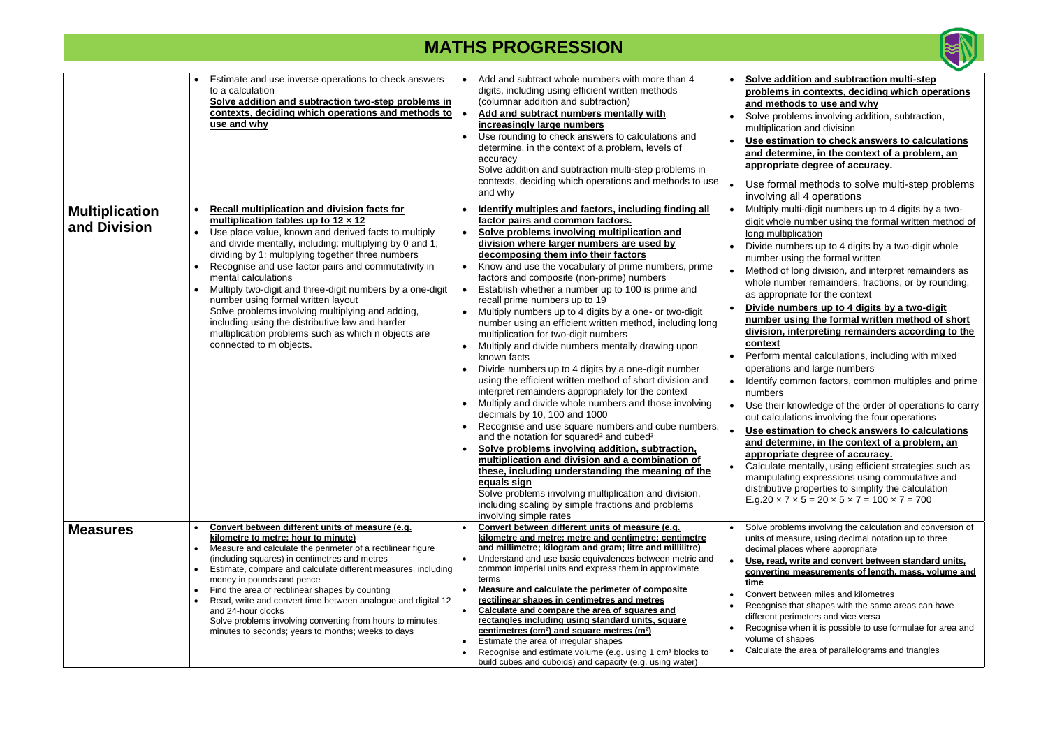# MATHS PROGRESSION

| | | | |
|---|---|---|---|
| | • Estimate and use inverse operations to check answers to a calculation<br>**Solve addition and subtraction two-step problems in contexts, deciding which operations and methods to use and why** | • Add and subtract whole numbers with more than 4 digits, including using efficient written methods (columnar addition and subtraction)<br>• **Add and subtract numbers mentally with increasingly large numbers**<br>• Use rounding to check answers to calculations and determine, in the context of a problem, levels of accuracy<br>Solve addition and subtraction multi-step problems in contexts, deciding which operations and methods to use and why | • **Solve addition and subtraction multi-step problems in contexts, deciding which operations and methods to use and why**<br>• Solve problems involving addition, subtraction, multiplication and division<br>• **Use estimation to check answers to calculations and determine, in the context of a problem, an appropriate degree of accuracy.**<br>• Use formal methods to solve multi-step problems involving all 4 operations |
| **Multiplication and Division** | • **Recall multiplication and division facts for multiplication tables up to 12 × 12**<br>• Use place value, known and derived facts to multiply and divide mentally, including: multiplying by 0 and 1; dividing by 1; multiplying together three numbers<br>• Recognise and use factor pairs and commutativity in mental calculations<br>• Multiply two-digit and three-digit numbers by a one-digit number using formal written layout<br>Solve problems involving multiplying and adding, including using the distributive law and harder multiplication problems such as which n objects are connected to m objects. | • **Identify multiples and factors, including finding all factor pairs and common factors.**<br>• **Solve problems involving multiplication and division where larger numbers are used by decomposing them into their factors**<br>• Know and use the vocabulary of prime numbers, prime factors and composite (non-prime) numbers<br>• Establish whether a number up to 100 is prime and recall prime numbers up to 19<br>• Multiply numbers up to 4 digits by a one- or two-digit number using an efficient written method, including long multiplication for two-digit numbers<br>• Multiply and divide numbers mentally drawing upon known facts<br>• Divide numbers up to 4 digits by a one-digit number using the efficient written method of short division and interpret remainders appropriately for the context<br>• Multiply and divide whole numbers and those involving decimals by 10, 100 and 1000<br>• Recognise and use square numbers and cube numbers, and the notation for squared$^2$ and cubed$^3$<br>• **Solve problems involving addition, subtraction, multiplication and division and a combination of these, including understanding the meaning of the equals sign**<br>Solve problems involving multiplication and division, including scaling by simple fractions and problems involving simple rates | • Multiply multi-digit numbers up to 4 digits by a two-digit whole number using the formal written method of long multiplication<br>• Divide numbers up to 4 digits by a two-digit whole number using the formal written<br>• Method of long division, and interpret remainders as whole number remainders, fractions, or by rounding, as appropriate for the context<br>• **Divide numbers up to 4 digits by a two-digit number using the formal written method of short division, interpreting remainders according to the context**<br>• Perform mental calculations, including with mixed operations and large numbers<br>• Identify common factors, common multiples and prime numbers<br>• Use their knowledge of the order of operations to carry out calculations involving the four operations<br>• **Use estimation to check answers to calculations and determine, in the context of a problem, an appropriate degree of accuracy.**<br>• Calculate mentally, using efficient strategies such as manipulating expressions using commutative and distributive properties to simplify the calculation<br>E.g. $20 \times 7 \times 5 = 20 \times 5 \times 7 = 100 \times 7 = 700$ |
| **Measures** | • **Convert between different units of measure (e.g. kilometre to metre; hour to minute)**<br>• Measure and calculate the perimeter of a rectilinear figure (including squares) in centimetres and metres<br>• Estimate, compare and calculate different measures, including money in pounds and pence<br>• Find the area of rectilinear shapes by counting<br>• Read, write and convert time between analogue and digital 12 and 24-hour clocks<br>Solve problems involving converting from hours to minutes; minutes to seconds; years to months; weeks to days | • **Convert between different units of measure (e.g. kilometre and metre; metre and centimetre; centimetre and millimetre; kilogram and gram; litre and millilitre)**<br>• Understand and use basic equivalences between metric and common imperial units and express them in approximate terms<br>• **Measure and calculate the perimeter of composite rectilinear shapes in centimetres and metres**<br>• **Calculate and compare the area of squares and rectangles including using standard units, square centimetres ($cm^2$) and square metres ($m^2$)**<br>• Estimate the area of irregular shapes<br>• Recognise and estimate volume (e.g. using 1 $cm^3$ blocks to build cubes and cuboids) and capacity (e.g. using water) | • Solve problems involving the calculation and conversion of units of measure, using decimal notation up to three decimal places where appropriate<br>• **Use, read, write and convert between standard units, converting measurements of length, mass, volume and time**<br>• Convert between miles and kilometres<br>• Recognise that shapes with the same areas can have different perimeters and vice versa<br>• Recognise when it is possible to use formulae for area and volume of shapes<br>• Calculate the area of parallelograms and triangles |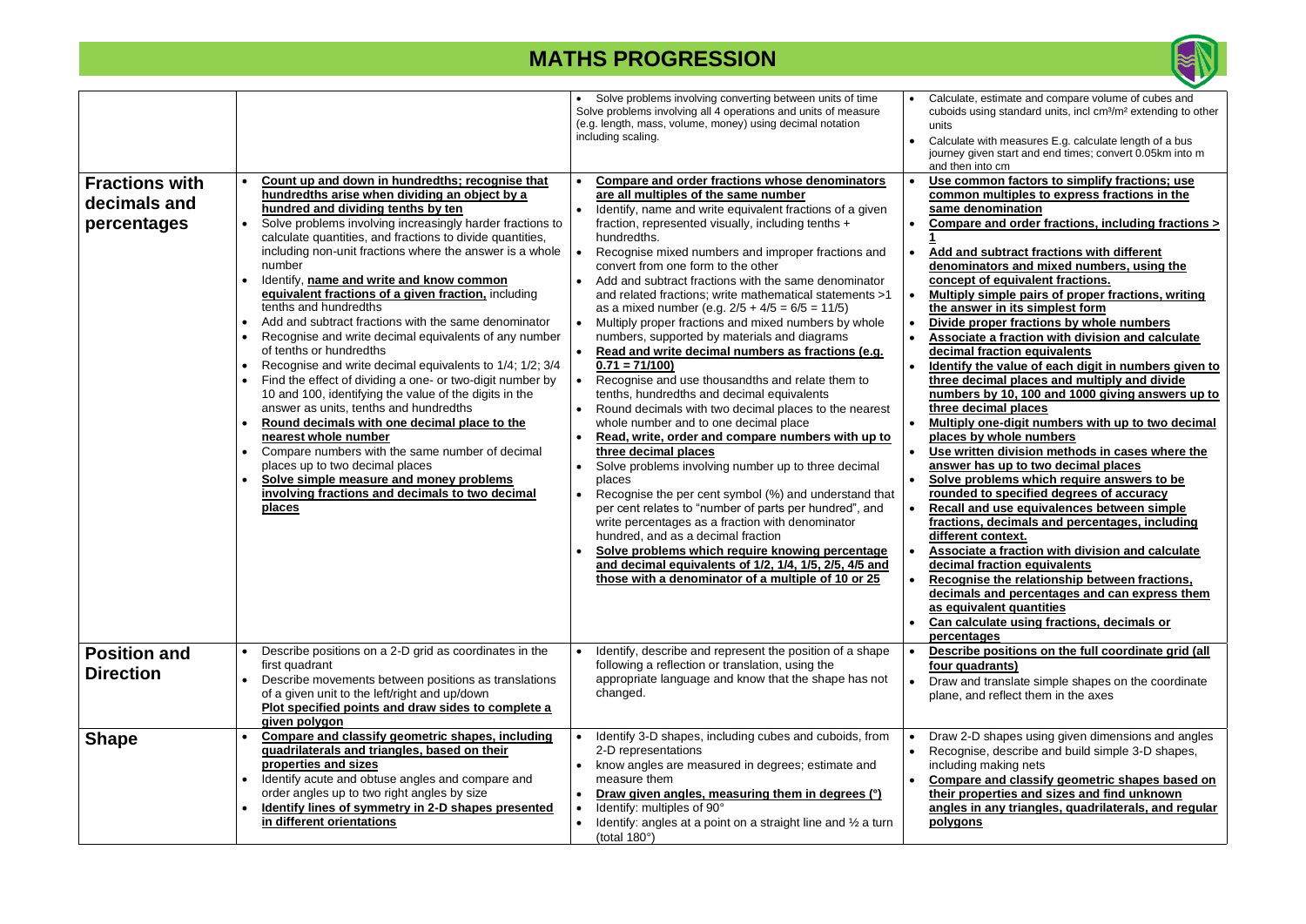# MATHS PROGRESSION

| | | | |
|---|---|---|---|
| | | • Solve problems involving converting between units of time<br>Solve problems involving all 4 operations and units of measure (e.g. length, mass, volume, money) using decimal notation including scaling. | • Calculate, estimate and compare volume of cubes and cuboids using standard units, incl cm³/m² extending to other units<br>• Calculate with measures E.g. calculate length of a bus journey given start and end times; convert 0.05km into m and then into cm |
| **Fractions with decimals and percentages** | • **Count up and down in hundredths; recognise that hundredths arise when dividing an object by a hundred and dividing tenths by ten**<br>• Solve problems involving increasingly harder fractions to calculate quantities, and fractions to divide quantities, including non-unit fractions where the answer is a whole number<br>• Identify, **name and write and know common equivalent fractions of a given fraction,** including tenths and hundredths<br>• Add and subtract fractions with the same denominator<br>• Recognise and write decimal equivalents of any number of tenths or hundredths<br>• Recognise and write decimal equivalents to 1/4; 1/2; 3/4<br>• Find the effect of dividing a one- or two-digit number by 10 and 100, identifying the value of the digits in the answer as units, tenths and hundredths<br>• **Round decimals with one decimal place to the nearest whole number**<br>• Compare numbers with the same number of decimal places up to two decimal places<br>• **Solve simple measure and money problems involving fractions and decimals to two decimal places** | • **Compare and order fractions whose denominators are all multiples of the same number**<br>• Identify, name and write equivalent fractions of a given fraction, represented visually, including tenths + hundredths.<br>• Recognise mixed numbers and improper fractions and convert from one form to the other<br>• Add and subtract fractions with the same denominator and related fractions; write mathematical statements >1 as a mixed number (e.g. 2/5 + 4/5 = 6/5 = 11/5)<br>• Multiply proper fractions and mixed numbers by whole numbers, supported by materials and diagrams<br>• **Read and write decimal numbers as fractions (e.g. 0.71 = 71/100)**<br>• Recognise and use thousandths and relate them to tenths, hundredths and decimal equivalents<br>• Round decimals with two decimal places to the nearest whole number and to one decimal place<br>• **Read, write, order and compare numbers with up to three decimal places**<br>• Solve problems involving number up to three decimal places<br>• Recognise the per cent symbol (%) and understand that per cent relates to "number of parts per hundred", and write percentages as a fraction with denominator hundred, and as a decimal fraction<br>• **Solve problems which require knowing percentage and decimal equivalents of 1/2, 1/4, 1/5, 2/5, 4/5 and those with a denominator of a multiple of 10 or 25** | • **Use common factors to simplify fractions; use common multiples to express fractions in the same denomination**<br>• **Compare and order fractions, including fractions > 1**<br>• **Add and subtract fractions with different denominators and mixed numbers, using the concept of equivalent fractions.**<br>• **Multiply simple pairs of proper fractions, writing the answer in its simplest form**<br>• **Divide proper fractions by whole numbers**<br>• **Associate a fraction with division and calculate decimal fraction equivalents**<br>• **Identify the value of each digit in numbers given to three decimal places and multiply and divide numbers by 10, 100 and 1000 giving answers up to three decimal places**<br>• **Multiply one-digit numbers with up to two decimal places by whole numbers**<br>• **Use written division methods in cases where the answer has up to two decimal places**<br>• **Solve problems which require answers to be rounded to specified degrees of accuracy**<br>• **Recall and use equivalences between simple fractions, decimals and percentages, including different context.**<br>• **Associate a fraction with division and calculate decimal fraction equivalents**<br>• **Recognise the relationship between fractions, decimals and percentages and can express them as equivalent quantities**<br>• **Can calculate using fractions, decimals or percentages** |
| **Position and Direction** | • Describe positions on a 2-D grid as coordinates in the first quadrant<br>• Describe movements between positions as translations of a given unit to the left/right and up/down<br>**Plot specified points and draw sides to complete a given polygon** | • Identify, describe and represent the position of a shape following a reflection or translation, using the appropriate language and know that the shape has not changed. | • **Describe positions on the full coordinate grid (all four quadrants)**<br>• Draw and translate simple shapes on the coordinate plane, and reflect them in the axes |
| **Shape** | • **Compare and classify geometric shapes, including quadrilaterals and triangles, based on their properties and sizes**<br>• Identify acute and obtuse angles and compare and order angles up to two right angles by size<br>• **Identify lines of symmetry in 2-D shapes presented in different orientations** | • Identify 3-D shapes, including cubes and cuboids, from 2-D representations<br>• know angles are measured in degrees; estimate and measure them<br>• **Draw given angles, measuring them in degrees (°)**<br>• Identify: multiples of 90°<br>• Identify: angles at a point on a straight line and ½ a turn (total 180°) | • Draw 2-D shapes using given dimensions and angles<br>• Recognise, describe and build simple 3-D shapes, including making nets<br>• **Compare and classify geometric shapes based on their properties and sizes and find unknown angles in any triangles, quadrilaterals, and regular polygons** |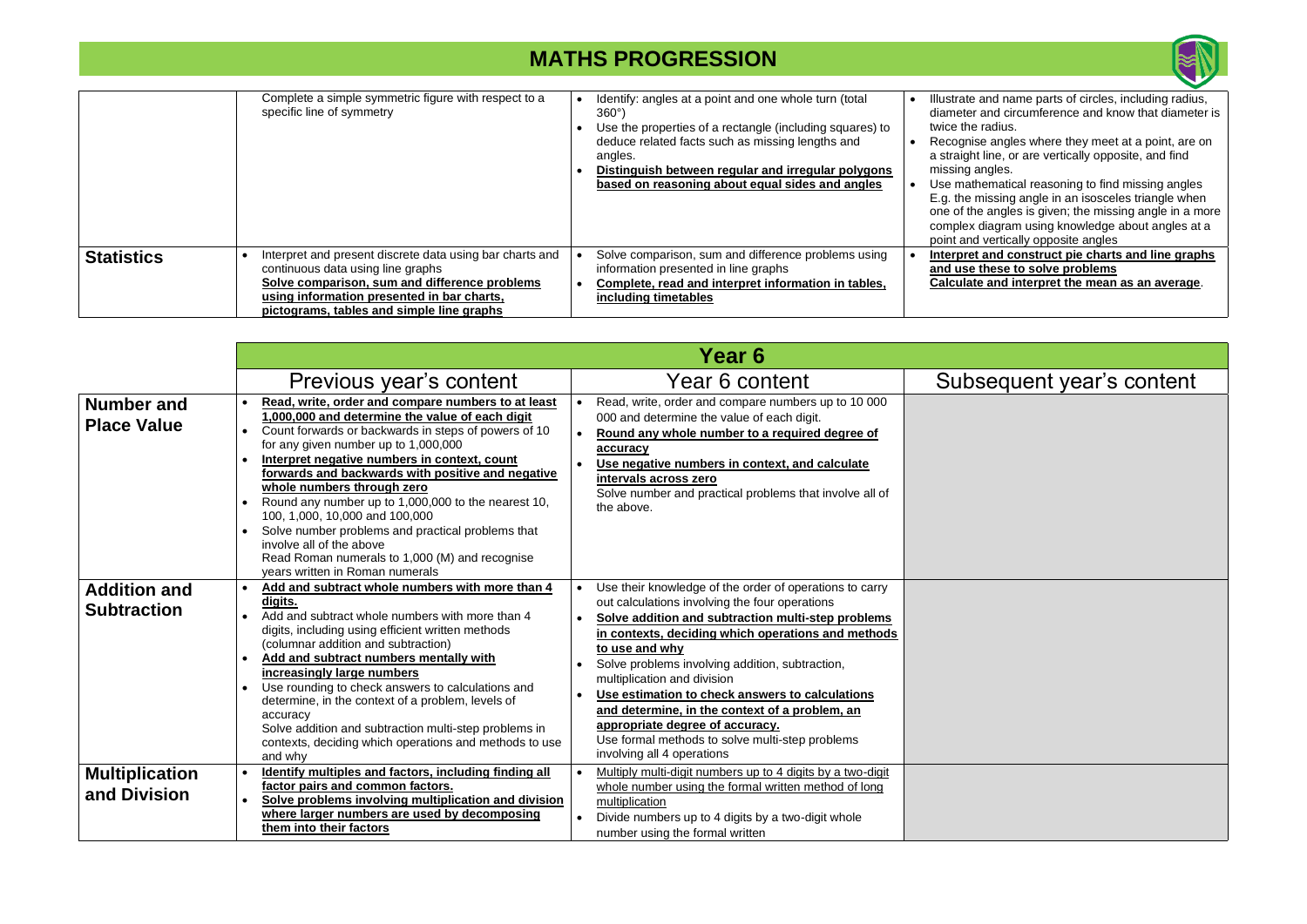# MATHS PROGRESSION

| | | | |
|---|---|---|---|
| | Complete a simple symmetric figure with respect to a specific line of symmetry | • Identify: angles at a point and one whole turn (total 360°)<br>• Use the properties of a rectangle (including squares) to deduce related facts such as missing lengths and angles.<br>• **Distinguish between regular and irregular polygons based on reasoning about equal sides and angles** | • Illustrate and name parts of circles, including radius, diameter and circumference and know that diameter is twice the radius.<br>• Recognise angles where they meet at a point, are on a straight line, or are vertically opposite, and find missing angles.<br>• Use mathematical reasoning to find missing angles E.g. the missing angle in an isosceles triangle when one of the angles is given; the missing angle in a more complex diagram using knowledge about angles at a point and vertically opposite angles |
| **Statistics** | • Interpret and present discrete data using bar charts and continuous data using line graphs<br>**Solve comparison, sum and difference problems using information presented in bar charts, pictograms, tables and simple line graphs** | • Solve comparison, sum and difference problems using information presented in line graphs<br>• **Complete, read and interpret information in tables, including timetables** | • **Interpret and construct pie charts and line graphs and use these to solve problems**<br>**Calculate and interpret the mean as an average**. |

| | Year 6 | | |
|---|---|---|---|
| | Previous year's content | Year 6 content | Subsequent year's content |
| **Number and Place Value** | • **Read, write, order and compare numbers to at least 1,000,000 and determine the value of each digit**<br>• Count forwards or backwards in steps of powers of 10 for any given number up to 1,000,000<br>• **Interpret negative numbers in context, count forwards and backwards with positive and negative whole numbers through zero**<br>• Round any number up to 1,000,000 to the nearest 10, 100, 1,000, 10,000 and 100,000<br>• Solve number problems and practical problems that involve all of the above<br>Read Roman numerals to 1,000 (M) and recognise years written in Roman numerals | • Read, write, order and compare numbers up to 10 000 000 and determine the value of each digit.<br>• **Round any whole number to a required degree of accuracy**<br>• **Use negative numbers in context, and calculate intervals across zero**<br>Solve number and practical problems that involve all of the above. | |
| **Addition and Subtraction** | • **Add and subtract whole numbers with more than 4 digits.**<br>• Add and subtract whole numbers with more than 4 digits, including using efficient written methods (columnar addition and subtraction)<br>• **Add and subtract numbers mentally with increasingly large numbers**<br>• Use rounding to check answers to calculations and determine, in the context of a problem, levels of accuracy<br>Solve addition and subtraction multi-step problems in contexts, deciding which operations and methods to use and why | • Use their knowledge of the order of operations to carry out calculations involving the four operations<br>• **Solve addition and subtraction multi-step problems in contexts, deciding which operations and methods to use and why**<br>• Solve problems involving addition, subtraction, multiplication and division<br>• **Use estimation to check answers to calculations and determine, in the context of a problem, an appropriate degree of accuracy.**<br>Use formal methods to solve multi-step problems involving all 4 operations | |
| **Multiplication and Division** | • **Identify multiples and factors, including finding all factor pairs and common factors.**<br>• **Solve problems involving multiplication and division where larger numbers are used by decomposing them into their factors** | • Multiply multi-digit numbers up to 4 digits by a two-digit whole number using the formal written method of long multiplication<br>• Divide numbers up to 4 digits by a two-digit whole number using the formal written | |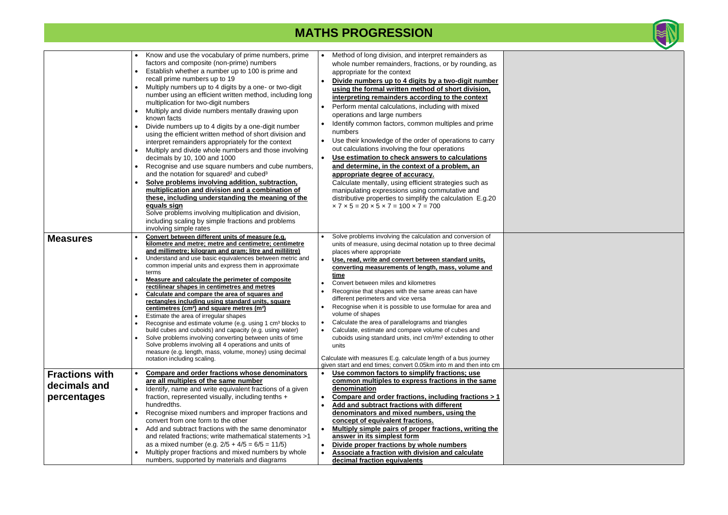# MATHS PROGRESSION

| | | | |
|---|---|---|---|
| | • Know and use the vocabulary of prime numbers, prime factors and composite (non-prime) numbers<br>• Establish whether a number up to 100 is prime and recall prime numbers up to 19<br>• Multiply numbers up to 4 digits by a one- or two-digit number using an efficient written method, including long multiplication for two-digit numbers<br>• Multiply and divide numbers mentally drawing upon known facts<br>• Divide numbers up to 4 digits by a one-digit number using the efficient written method of short division and interpret remainders appropriately for the context<br>• Multiply and divide whole numbers and those involving decimals by 10, 100 and 1000<br>• Recognise and use square numbers and cube numbers, and the notation for squared² and cubed³<br>• **Solve problems involving addition, subtraction, multiplication and division and a combination of these, including understanding the meaning of the equals sign**<br>Solve problems involving multiplication and division, including scaling by simple fractions and problems involving simple rates | • Method of long division, and interpret remainders as whole number remainders, fractions, or by rounding, as appropriate for the context<br>• **Divide numbers up to 4 digits by a two-digit number using the formal written method of short division, interpreting remainders according to the context**<br>• Perform mental calculations, including with mixed operations and large numbers<br>• Identify common factors, common multiples and prime numbers<br>• Use their knowledge of the order of operations to carry out calculations involving the four operations<br>• **Use estimation to check answers to calculations and determine, in the context of a problem, an appropriate degree of accuracy.**<br>Calculate mentally, using efficient strategies such as manipulating expressions using commutative and distributive properties to simplify the calculation E.g.20 $\times 7 \times 5 = 20 \times 5 \times 7 = 100 \times 7 = 700$ | |
| **Measures** | • **Convert between different units of measure (e.g. kilometre and metre; metre and centimetre; centimetre and millimetre; kilogram and gram; litre and millilitre)**<br>• Understand and use basic equivalences between metric and common imperial units and express them in approximate terms<br>• **Measure and calculate the perimeter of composite rectilinear shapes in centimetres and metres**<br>• **Calculate and compare the area of squares and rectangles including using standard units, square centimetres (cm²) and square metres (m²)**<br>• Estimate the area of irregular shapes<br>• Recognise and estimate volume (e.g. using 1 cm³ blocks to build cubes and cuboids) and capacity (e.g. using water)<br>• Solve problems involving converting between units of time<br>Solve problems involving all 4 operations and units of measure (e.g. length, mass, volume, money) using decimal notation including scaling. | • Solve problems involving the calculation and conversion of units of measure, using decimal notation up to three decimal places where appropriate<br>• **Use, read, write and convert between standard units, converting measurements of length, mass, volume and time**<br>• Convert between miles and kilometres<br>• Recognise that shapes with the same areas can have different perimeters and vice versa<br>• Recognise when it is possible to use formulae for area and volume of shapes<br>• Calculate the area of parallelograms and triangles<br>• Calculate, estimate and compare volume of cubes and cuboids using standard units, incl cm³/m² extending to other units<br><br>Calculate with measures E.g. calculate length of a bus journey given start and end times; convert 0.05km into m and then into cm | |
| **Fractions with decimals and percentages** | • **Compare and order fractions whose denominators are all multiples of the same number**<br>• Identify, name and write equivalent fractions of a given fraction, represented visually, including tenths + hundredths.<br>• Recognise mixed numbers and improper fractions and convert from one form to the other<br>• Add and subtract fractions with the same denominator and related fractions; write mathematical statements >1 as a mixed number (e.g. $2/5 + 4/5 = 6/5 = 1 1/5$)<br>• Multiply proper fractions and mixed numbers by whole numbers, supported by materials and diagrams | • **Use common factors to simplify fractions; use common multiples to express fractions in the same denomination**<br>• **Compare and order fractions, including fractions > 1**<br>• **Add and subtract fractions with different denominators and mixed numbers, using the concept of equivalent fractions.**<br>• **Multiply simple pairs of proper fractions, writing the answer in its simplest form**<br>• **Divide proper fractions by whole numbers**<br>• **Associate a fraction with division and calculate decimal fraction equivalents** | |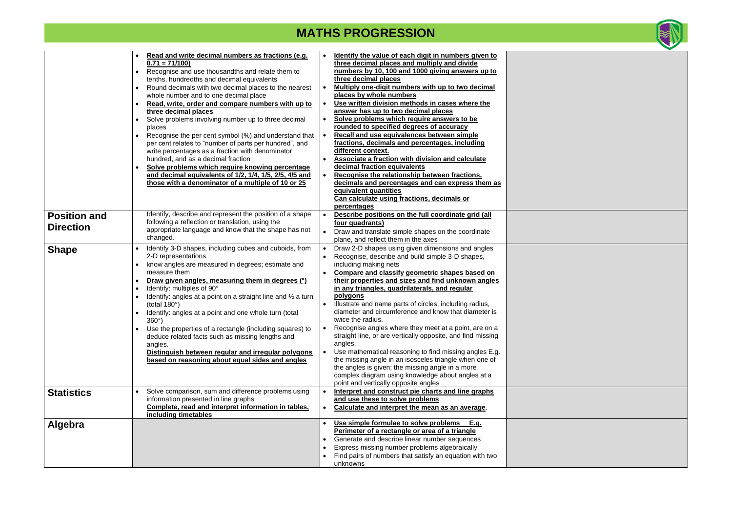# MATHS PROGRESSION

| | | | |
|---|---|---|---|
| | • **Read and write decimal numbers as fractions (e.g. 0.71 = 71/100)**<br>• Recognise and use thousandths and relate them to tenths, hundredths and decimal equivalents<br>• Round decimals with two decimal places to the nearest whole number and to one decimal place<br>• **Read, write, order and compare numbers with up to three decimal places**<br>• Solve problems involving number up to three decimal places<br>• Recognise the per cent symbol (%) and understand that per cent relates to "number of parts per hundred", and write percentages as a fraction with denominator hundred, and as a decimal fraction<br>• **Solve problems which require knowing percentage and decimal equivalents of 1/2, 1/4, 1/5, 2/5, 4/5 and those with a denominator of a multiple of 10 or 25** | • **Identify the value of each digit in numbers given to three decimal places and multiply and divide numbers by 10, 100 and 1000 giving answers up to three decimal places**<br>• **Multiply one-digit numbers with up to two decimal places by whole numbers**<br>• **Use written division methods in cases where the answer has up to two decimal places**<br>• **Solve problems which require answers to be rounded to specified degrees of accuracy**<br>• **Recall and use equivalences between simple fractions, decimals and percentages, including different context.**<br>• **Associate a fraction with division and calculate decimal fraction equivalents**<br>• **Recognise the relationship between fractions, decimals and percentages and can express them as equivalent quantities**<br>**Can calculate using fractions, decimals or percentages** | |
| **Position and Direction** | Identify, describe and represent the position of a shape following a reflection or translation, using the appropriate language and know that the shape has not changed. | • **Describe positions on the full coordinate grid (all four quadrants)**<br>• Draw and translate simple shapes on the coordinate plane, and reflect them in the axes | |
| **Shape** | • Identify 3-D shapes, including cubes and cuboids, from 2-D representations<br>• know angles are measured in degrees; estimate and measure them<br>• **Draw given angles, measuring them in degrees (°)**<br>• Identify: multiples of 90°<br>• Identify: angles at a point on a straight line and ½ a turn (total 180°)<br>• Identify: angles at a point and one whole turn (total 360°)<br>• Use the properties of a rectangle (including squares) to deduce related facts such as missing lengths and angles.<br>**Distinguish between regular and irregular polygons based on reasoning about equal sides and angles** | • Draw 2-D shapes using given dimensions and angles<br>• Recognise, describe and build simple 3-D shapes, including making nets<br>• **Compare and classify geometric shapes based on their properties and sizes and find unknown angles in any triangles, quadrilaterals, and regular polygons**<br>• Illustrate and name parts of circles, including radius, diameter and circumference and know that diameter is twice the radius.<br>• Recognise angles where they meet at a point, are on a straight line, or are vertically opposite, and find missing angles.<br>• Use mathematical reasoning to find missing angles E.g. the missing angle in an isosceles triangle when one of the angles is given; the missing angle in a more complex diagram using knowledge about angles at a point and vertically opposite angles | |
| **Statistics** | • Solve comparison, sum and difference problems using information presented in line graphs<br>**Complete, read and interpret information in tables, including timetables** | • **Interpret and construct pie charts and line graphs and use these to solve problems**<br>• **Calculate and interpret the mean as an average**. | |
| **Algebra** | | • **Use simple formulae to solve problems E.g. Perimeter of a rectangle or area of a triangle**<br>• Generate and describe linear number sequences<br>• Express missing number problems algebraically<br>• Find pairs of numbers that satisfy an equation with two unknowns | |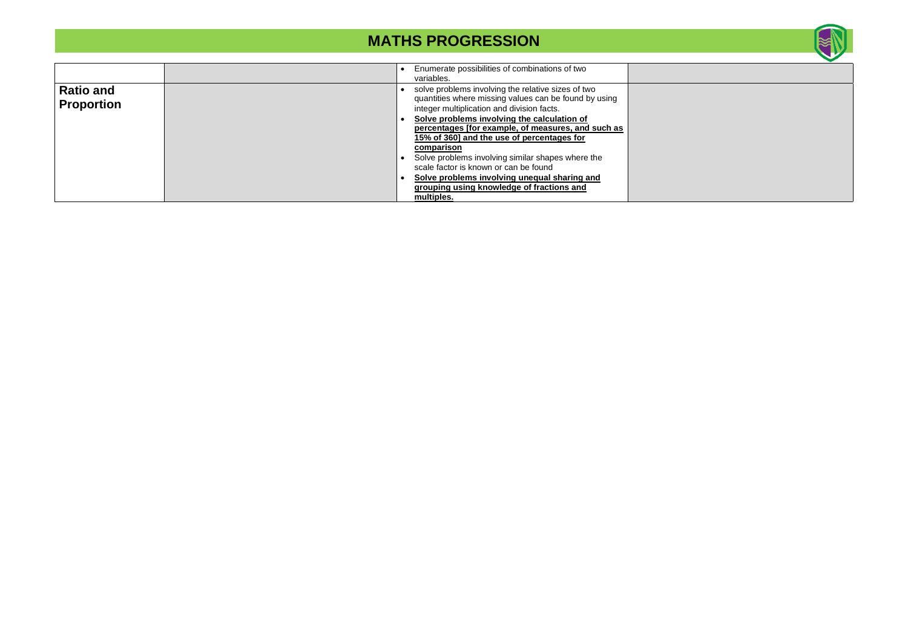## MATHS PROGRESSION

| | | | |
|---|---|---|---|
| | | • Enumerate possibilities of combinations of two variables. | |
| **Ratio and Proportion** | | • solve problems involving the relative sizes of two quantities where missing values can be found by using integer multiplication and division facts.<br>• **Solve problems involving the calculation of percentages [for example, of measures, and such as 15% of 360] and the use of percentages for comparison**<br>• Solve problems involving similar shapes where the scale factor is known or can be found<br>• **Solve problems involving unequal sharing and grouping using knowledge of fractions and multiples.** | |